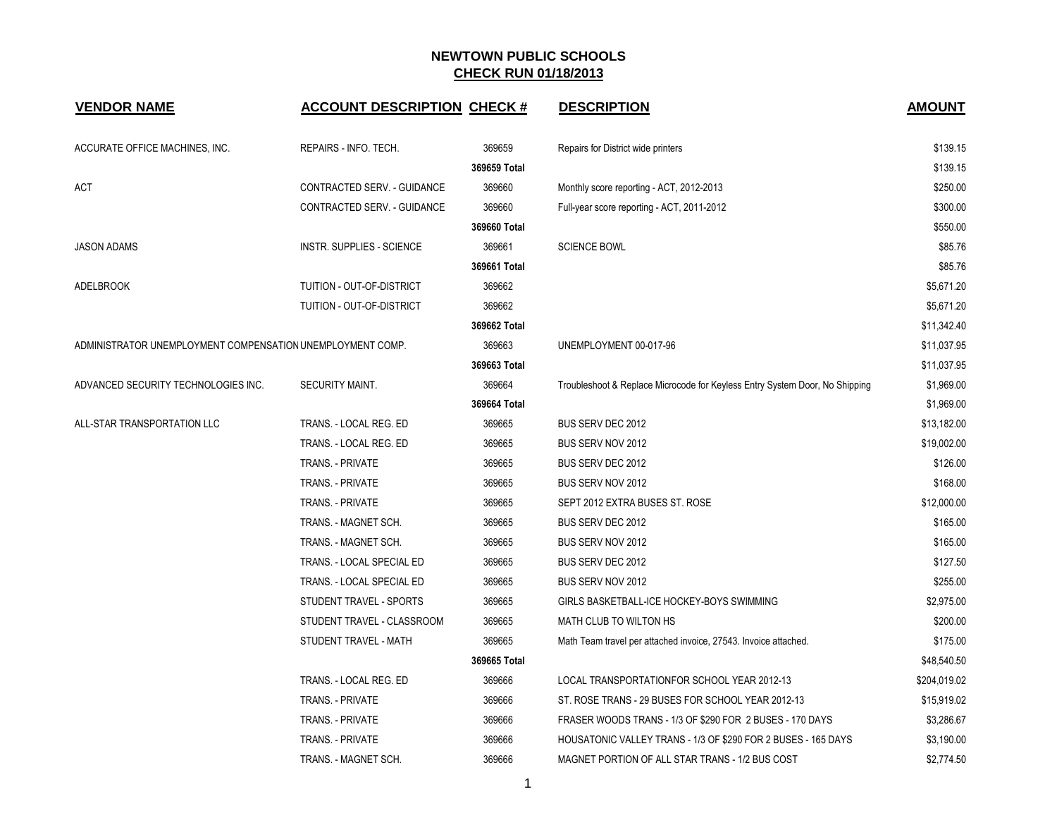# NEWTOWN PUBLIC SCHOOLS

## CHECK RUN 01/18/2013

| VENDOR NAME | ACCOUNT DESCRIPTION | CHECK # | DESCRIPTION | AMOUNT |
|---|---|---|---|---|
| ACCURATE OFFICE MACHINES, INC. | REPAIRS - INFO. TECH. | 369659 | Repairs for District wide printers | $139.15 |
| | | 369659 Total | | $139.15 |
| ACT | CONTRACTED SERV. - GUIDANCE | 369660 | Monthly score reporting - ACT, 2012-2013 | $250.00 |
| | CONTRACTED SERV. - GUIDANCE | 369660 | Full-year score reporting - ACT, 2011-2012 | $300.00 |
| | | 369660 Total | | $550.00 |
| JASON ADAMS | INSTR. SUPPLIES - SCIENCE | 369661 | SCIENCE BOWL | $85.76 |
| | | 369661 Total | | $85.76 |
| ADELBROOK | TUITION - OUT-OF-DISTRICT | 369662 | | $5,671.20 |
| | TUITION - OUT-OF-DISTRICT | 369662 | | $5,671.20 |
| | | 369662 Total | | $11,342.40 |
| ADMINISTRATOR UNEMPLOYMENT COMPENSATION | UNEMPLOYMENT COMP. | 369663 | UNEMPLOYMENT 00-017-96 | $11,037.95 |
| | | 369663 Total | | $11,037.95 |
| ADVANCED SECURITY TECHNOLOGIES INC. | SECURITY MAINT. | 369664 | Troubleshoot & Replace Microcode for Keyless Entry System Door, No Shipping | $1,969.00 |
| | | 369664 Total | | $1,969.00 |
| ALL-STAR TRANSPORTATION LLC | TRANS. - LOCAL REG. ED | 369665 | BUS SERV DEC 2012 | $13,182.00 |
| | TRANS. - LOCAL REG. ED | 369665 | BUS SERV NOV 2012 | $19,002.00 |
| | TRANS. - PRIVATE | 369665 | BUS SERV DEC 2012 | $126.00 |
| | TRANS. - PRIVATE | 369665 | BUS SERV NOV 2012 | $168.00 |
| | TRANS. - PRIVATE | 369665 | SEPT 2012 EXTRA BUSES ST. ROSE | $12,000.00 |
| | TRANS. - MAGNET SCH. | 369665 | BUS SERV DEC 2012 | $165.00 |
| | TRANS. - MAGNET SCH. | 369665 | BUS SERV NOV 2012 | $165.00 |
| | TRANS. - LOCAL SPECIAL ED | 369665 | BUS SERV DEC 2012 | $127.50 |
| | TRANS. - LOCAL SPECIAL ED | 369665 | BUS SERV NOV 2012 | $255.00 |
| | STUDENT TRAVEL - SPORTS | 369665 | GIRLS BASKETBALL-ICE HOCKEY-BOYS SWIMMING | $2,975.00 |
| | STUDENT TRAVEL - CLASSROOM | 369665 | MATH CLUB TO WILTON HS | $200.00 |
| | STUDENT TRAVEL - MATH | 369665 | Math Team travel per attached invoice, 27543. Invoice attached. | $175.00 |
| | | 369665 Total | | $48,540.50 |
| | TRANS. - LOCAL REG. ED | 369666 | LOCAL TRANSPORTATIONFOR SCHOOL YEAR 2012-13 | $204,019.02 |
| | TRANS. - PRIVATE | 369666 | ST. ROSE TRANS - 29 BUSES FOR SCHOOL YEAR 2012-13 | $15,919.02 |
| | TRANS. - PRIVATE | 369666 | FRASER WOODS TRANS - 1/3 OF $290 FOR 2 BUSES - 170 DAYS | $3,286.67 |
| | TRANS. - PRIVATE | 369666 | HOUSATONIC VALLEY TRANS - 1/3 OF $290 FOR 2 BUSES - 165 DAYS | $3,190.00 |
| | TRANS. - MAGNET SCH. | 369666 | MAGNET PORTION OF ALL STAR TRANS - 1/2 BUS COST | $2,774.50 |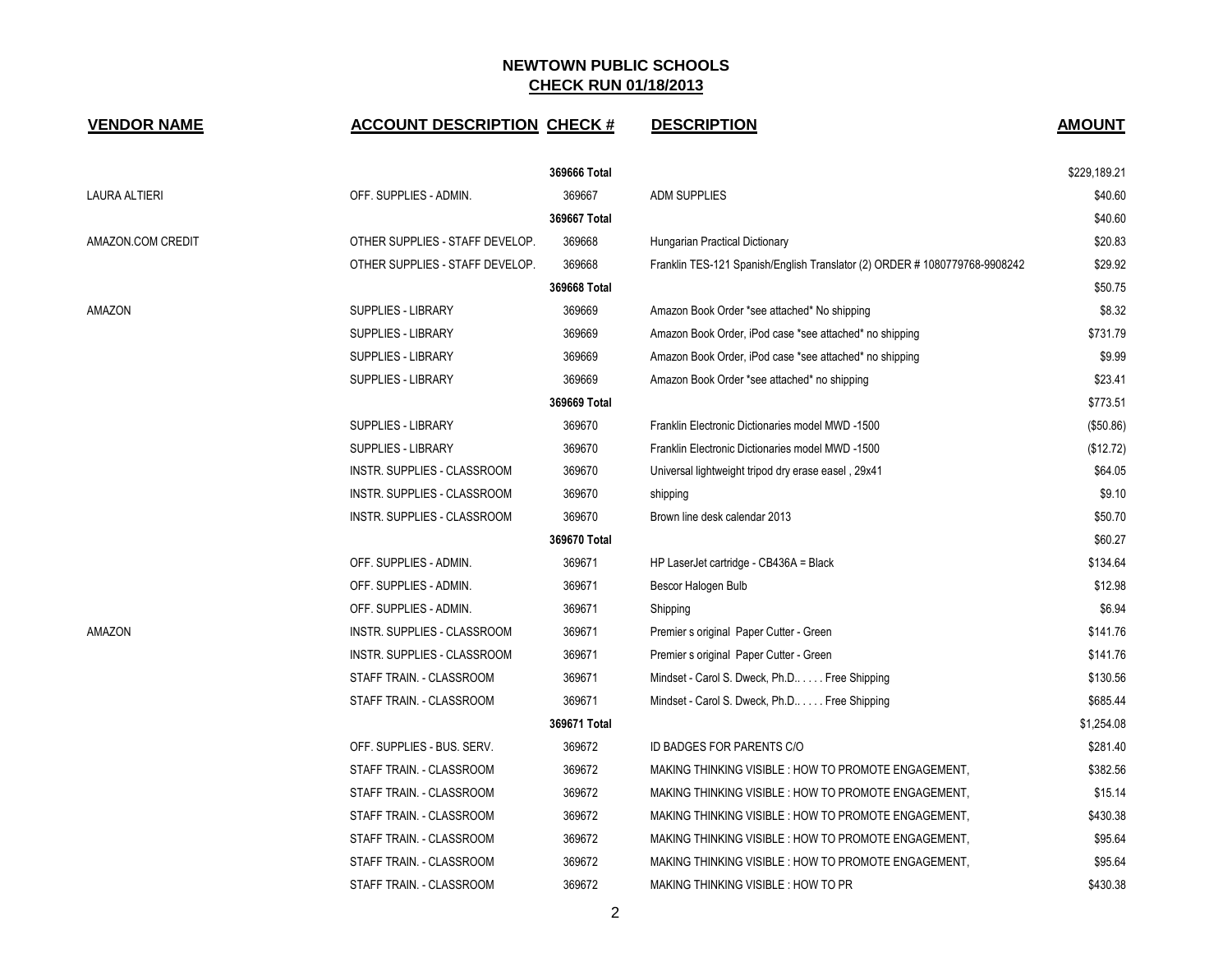## NEWTOWN PUBLIC SCHOOLS
## CHECK RUN 01/18/2013

| VENDOR NAME | ACCOUNT DESCRIPTION | CHECK # | DESCRIPTION | AMOUNT |
|---|---|---|---|---|
| | | **369666 Total** | | $229,189.21 |
| LAURA ALTIERI | OFF. SUPPLIES - ADMIN. | 369667 | ADM SUPPLIES | $40.60 |
| | | **369667 Total** | | $40.60 |
| AMAZON.COM CREDIT | OTHER SUPPLIES - STAFF DEVELOP. | 369668 | Hungarian Practical Dictionary | $20.83 |
| | OTHER SUPPLIES - STAFF DEVELOP. | 369668 | Franklin TES-121 Spanish/English Translator (2) ORDER # 1080779768-9908242 | $29.92 |
| | | **369668 Total** | | $50.75 |
| AMAZON | SUPPLIES - LIBRARY | 369669 | Amazon Book Order *see attached* No shipping | $8.32 |
| | SUPPLIES - LIBRARY | 369669 | Amazon Book Order, iPod case *see attached* no shipping | $731.79 |
| | SUPPLIES - LIBRARY | 369669 | Amazon Book Order, iPod case *see attached* no shipping | $9.99 |
| | SUPPLIES - LIBRARY | 369669 | Amazon Book Order *see attached* no shipping | $23.41 |
| | | **369669 Total** | | $773.51 |
| | SUPPLIES - LIBRARY | 369670 | Franklin Electronic Dictionaries model MWD -1500 | ($50.86) |
| | SUPPLIES - LIBRARY | 369670 | Franklin Electronic Dictionaries model MWD -1500 | ($12.72) |
| | INSTR. SUPPLIES - CLASSROOM | 369670 | Universal lightweight tripod dry erase easel , 29x41 | $64.05 |
| | INSTR. SUPPLIES - CLASSROOM | 369670 | shipping | $9.10 |
| | INSTR. SUPPLIES - CLASSROOM | 369670 | Brown line desk calendar 2013 | $50.70 |
| | | **369670 Total** | | $60.27 |
| | OFF. SUPPLIES - ADMIN. | 369671 | HP LaserJet cartridge - CB436A = Black | $134.64 |
| | OFF. SUPPLIES - ADMIN. | 369671 | Bescor Halogen Bulb | $12.98 |
| | OFF. SUPPLIES - ADMIN. | 369671 | Shipping | $6.94 |
| AMAZON | INSTR. SUPPLIES - CLASSROOM | 369671 | Premier s original Paper Cutter - Green | $141.76 |
| | INSTR. SUPPLIES - CLASSROOM | 369671 | Premier s original Paper Cutter - Green | $141.76 |
| | STAFF TRAIN. - CLASSROOM | 369671 | Mindset - Carol S. Dweck, Ph.D.. . . . . Free Shipping | $130.56 |
| | STAFF TRAIN. - CLASSROOM | 369671 | Mindset - Carol S. Dweck, Ph.D.. . . . . Free Shipping | $685.44 |
| | | **369671 Total** | | $1,254.08 |
| | OFF. SUPPLIES - BUS. SERV. | 369672 | ID BADGES FOR PARENTS C/O | $281.40 |
| | STAFF TRAIN. - CLASSROOM | 369672 | MAKING THINKING VISIBLE : HOW TO PROMOTE ENGAGEMENT, | $382.56 |
| | STAFF TRAIN. - CLASSROOM | 369672 | MAKING THINKING VISIBLE : HOW TO PROMOTE ENGAGEMENT, | $15.14 |
| | STAFF TRAIN. - CLASSROOM | 369672 | MAKING THINKING VISIBLE : HOW TO PROMOTE ENGAGEMENT, | $430.38 |
| | STAFF TRAIN. - CLASSROOM | 369672 | MAKING THINKING VISIBLE : HOW TO PROMOTE ENGAGEMENT, | $95.64 |
| | STAFF TRAIN. - CLASSROOM | 369672 | MAKING THINKING VISIBLE : HOW TO PROMOTE ENGAGEMENT, | $95.64 |
| | STAFF TRAIN. - CLASSROOM | 369672 | MAKING THINKING VISIBLE : HOW TO PR | $430.38 |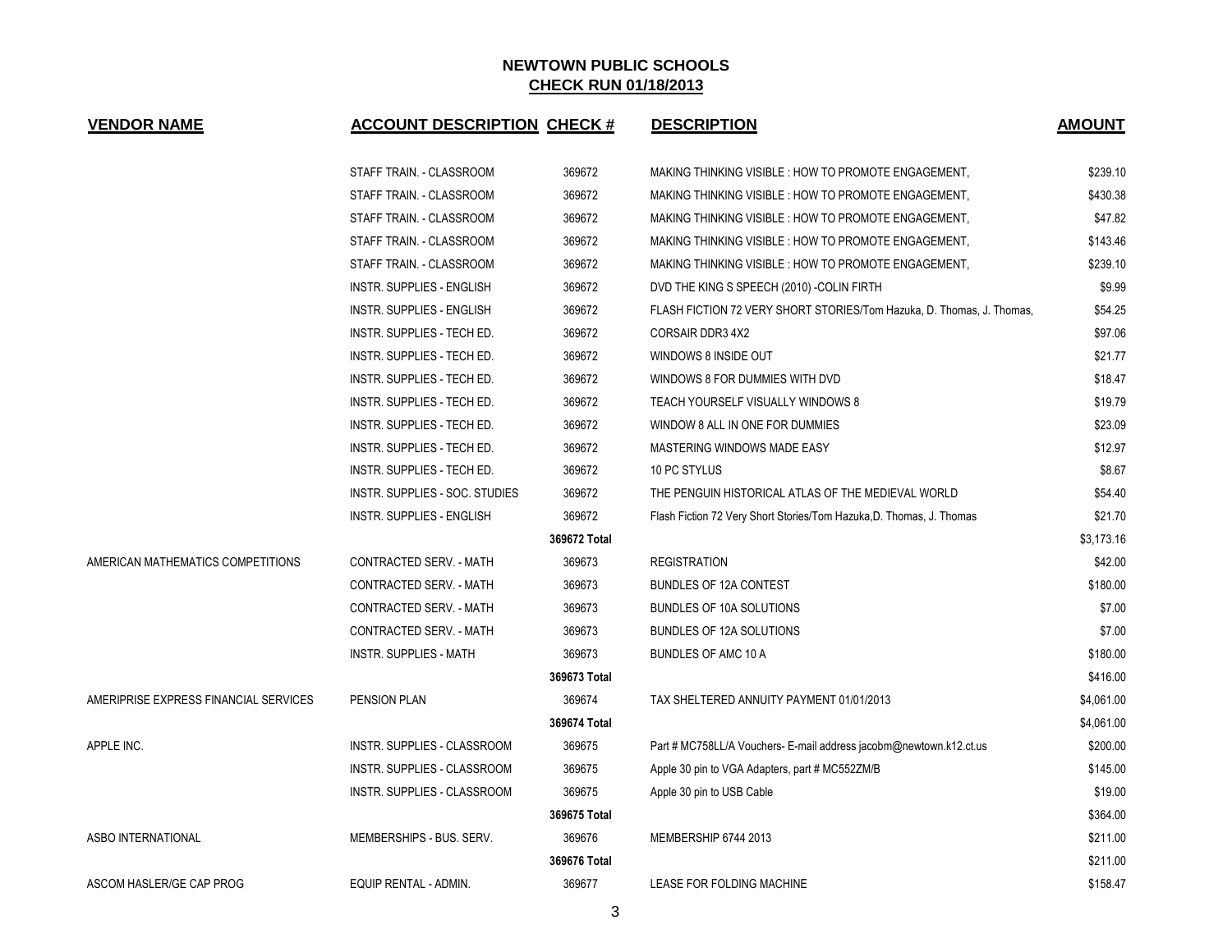# NEWTOWN PUBLIC SCHOOLS

## CHECK RUN 01/18/2013

| VENDOR NAME | ACCOUNT DESCRIPTION | CHECK # | DESCRIPTION | AMOUNT |
|---|---|---|---|---|
| | STAFF TRAIN. - CLASSROOM | 369672 | MAKING THINKING VISIBLE : HOW TO PROMOTE ENGAGEMENT, | $239.10 |
| | STAFF TRAIN. - CLASSROOM | 369672 | MAKING THINKING VISIBLE : HOW TO PROMOTE ENGAGEMENT, | $430.38 |
| | STAFF TRAIN. - CLASSROOM | 369672 | MAKING THINKING VISIBLE : HOW TO PROMOTE ENGAGEMENT, | $47.82 |
| | STAFF TRAIN. - CLASSROOM | 369672 | MAKING THINKING VISIBLE : HOW TO PROMOTE ENGAGEMENT, | $143.46 |
| | STAFF TRAIN. - CLASSROOM | 369672 | MAKING THINKING VISIBLE : HOW TO PROMOTE ENGAGEMENT, | $239.10 |
| | INSTR. SUPPLIES - ENGLISH | 369672 | DVD THE KING S SPEECH (2010) -COLIN FIRTH | $9.99 |
| | INSTR. SUPPLIES - ENGLISH | 369672 | FLASH FICTION 72 VERY SHORT STORIES/Tom Hazuka, D. Thomas, J. Thomas, | $54.25 |
| | INSTR. SUPPLIES - TECH ED. | 369672 | CORSAIR DDR3 4X2 | $97.06 |
| | INSTR. SUPPLIES - TECH ED. | 369672 | WINDOWS 8 INSIDE OUT | $21.77 |
| | INSTR. SUPPLIES - TECH ED. | 369672 | WINDOWS 8 FOR DUMMIES WITH DVD | $18.47 |
| | INSTR. SUPPLIES - TECH ED. | 369672 | TEACH YOURSELF VISUALLY WINDOWS 8 | $19.79 |
| | INSTR. SUPPLIES - TECH ED. | 369672 | WINDOW 8 ALL IN ONE FOR DUMMIES | $23.09 |
| | INSTR. SUPPLIES - TECH ED. | 369672 | MASTERING WINDOWS MADE EASY | $12.97 |
| | INSTR. SUPPLIES - TECH ED. | 369672 | 10 PC STYLUS | $8.67 |
| | INSTR. SUPPLIES - SOC. STUDIES | 369672 | THE PENGUIN HISTORICAL ATLAS OF THE MEDIEVAL WORLD | $54.40 |
| | INSTR. SUPPLIES - ENGLISH | 369672 | Flash Fiction 72 Very Short Stories/Tom Hazuka,D. Thomas, J. Thomas | $21.70 |
| | | **369672 Total** | | $3,173.16 |
| AMERICAN MATHEMATICS COMPETITIONS | CONTRACTED SERV. - MATH | 369673 | REGISTRATION | $42.00 |
| | CONTRACTED SERV. - MATH | 369673 | BUNDLES OF 12A CONTEST | $180.00 |
| | CONTRACTED SERV. - MATH | 369673 | BUNDLES OF 10A SOLUTIONS | $7.00 |
| | CONTRACTED SERV. - MATH | 369673 | BUNDLES OF 12A SOLUTIONS | $7.00 |
| | INSTR. SUPPLIES - MATH | 369673 | BUNDLES OF AMC 10 A | $180.00 |
| | | **369673 Total** | | $416.00 |
| AMERIPRISE EXPRESS FINANCIAL SERVICES | PENSION PLAN | 369674 | TAX SHELTERED ANNUITY PAYMENT 01/01/2013 | $4,061.00 |
| | | **369674 Total** | | $4,061.00 |
| APPLE INC. | INSTR. SUPPLIES - CLASSROOM | 369675 | Part # MC758LL/A Vouchers- E-mail address jacobm@newtown.k12.ct.us | $200.00 |
| | INSTR. SUPPLIES - CLASSROOM | 369675 | Apple 30 pin to VGA Adapters, part # MC552ZM/B | $145.00 |
| | INSTR. SUPPLIES - CLASSROOM | 369675 | Apple 30 pin to USB Cable | $19.00 |
| | | **369675 Total** | | $364.00 |
| ASBO INTERNATIONAL | MEMBERSHIPS - BUS. SERV. | 369676 | MEMBERSHIP 6744 2013 | $211.00 |
| | | **369676 Total** | | $211.00 |
| ASCOM HASLER/GE CAP PROG | EQUIP RENTAL - ADMIN. | 369677 | LEASE FOR FOLDING MACHINE | $158.47 |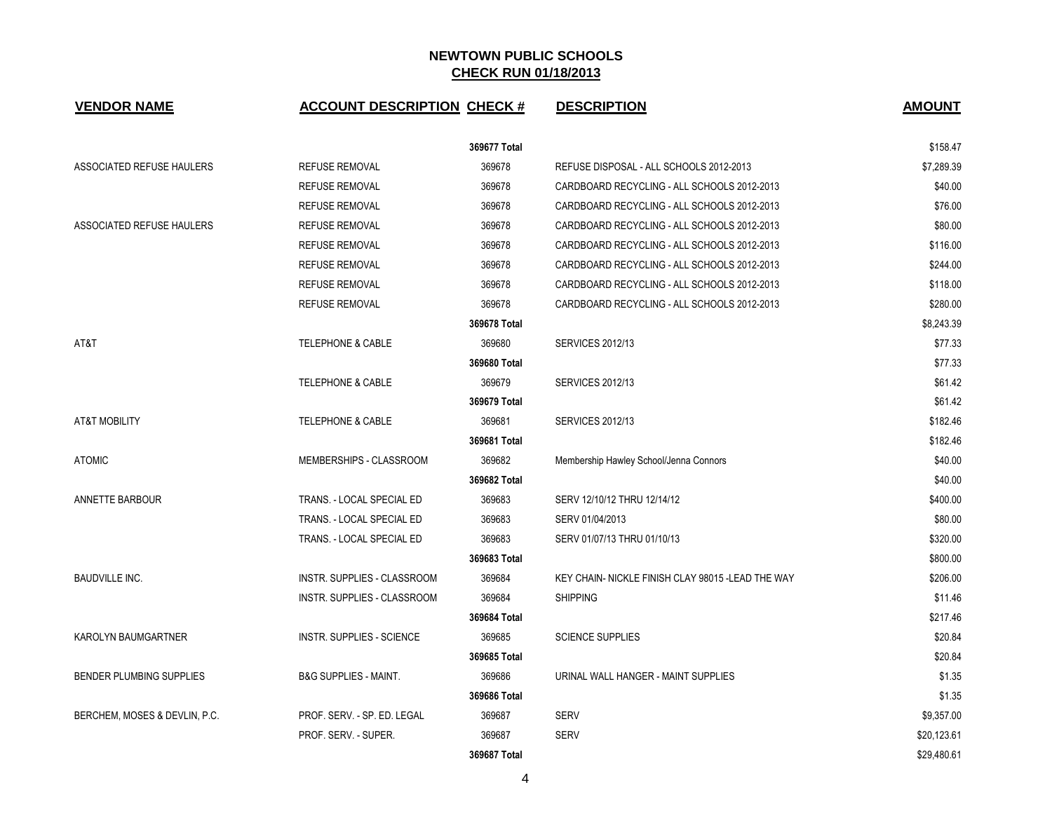## NEWTOWN PUBLIC SCHOOLS
## CHECK RUN 01/18/2013

| VENDOR NAME | ACCOUNT DESCRIPTION | CHECK # | DESCRIPTION | AMOUNT |
|---|---|---|---|---|
| | | 369677 Total | | $158.47 |
| ASSOCIATED REFUSE HAULERS | REFUSE REMOVAL | 369678 | REFUSE DISPOSAL - ALL SCHOOLS 2012-2013 | $7,289.39 |
| | REFUSE REMOVAL | 369678 | CARDBOARD RECYCLING - ALL SCHOOLS 2012-2013 | $40.00 |
| | REFUSE REMOVAL | 369678 | CARDBOARD RECYCLING - ALL SCHOOLS 2012-2013 | $76.00 |
| ASSOCIATED REFUSE HAULERS | REFUSE REMOVAL | 369678 | CARDBOARD RECYCLING - ALL SCHOOLS 2012-2013 | $80.00 |
| | REFUSE REMOVAL | 369678 | CARDBOARD RECYCLING - ALL SCHOOLS 2012-2013 | $116.00 |
| | REFUSE REMOVAL | 369678 | CARDBOARD RECYCLING - ALL SCHOOLS 2012-2013 | $244.00 |
| | REFUSE REMOVAL | 369678 | CARDBOARD RECYCLING - ALL SCHOOLS 2012-2013 | $118.00 |
| | REFUSE REMOVAL | 369678 | CARDBOARD RECYCLING - ALL SCHOOLS 2012-2013 | $280.00 |
| | | 369678 Total | | $8,243.39 |
| AT&T | TELEPHONE & CABLE | 369680 | SERVICES 2012/13 | $77.33 |
| | | 369680 Total | | $77.33 |
| | TELEPHONE & CABLE | 369679 | SERVICES 2012/13 | $61.42 |
| | | 369679 Total | | $61.42 |
| AT&T MOBILITY | TELEPHONE & CABLE | 369681 | SERVICES 2012/13 | $182.46 |
| | | 369681 Total | | $182.46 |
| ATOMIC | MEMBERSHIPS - CLASSROOM | 369682 | Membership Hawley School/Jenna Connors | $40.00 |
| | | 369682 Total | | $40.00 |
| ANNETTE BARBOUR | TRANS. - LOCAL SPECIAL ED | 369683 | SERV 12/10/12 THRU 12/14/12 | $400.00 |
| | TRANS. - LOCAL SPECIAL ED | 369683 | SERV 01/04/2013 | $80.00 |
| | TRANS. - LOCAL SPECIAL ED | 369683 | SERV 01/07/13 THRU 01/10/13 | $320.00 |
| | | 369683 Total | | $800.00 |
| BAUDVILLE INC. | INSTR. SUPPLIES - CLASSROOM | 369684 | KEY CHAIN- NICKLE FINISH CLAY 98015 -LEAD THE WAY | $206.00 |
| | INSTR. SUPPLIES - CLASSROOM | 369684 | SHIPPING | $11.46 |
| | | 369684 Total | | $217.46 |
| KAROLYN BAUMGARTNER | INSTR. SUPPLIES - SCIENCE | 369685 | SCIENCE SUPPLIES | $20.84 |
| | | 369685 Total | | $20.84 |
| BENDER PLUMBING SUPPLIES | B&G SUPPLIES - MAINT. | 369686 | URINAL WALL HANGER - MAINT SUPPLIES | $1.35 |
| | | 369686 Total | | $1.35 |
| BERCHEM, MOSES & DEVLIN, P.C. | PROF. SERV. - SP. ED. LEGAL | 369687 | SERV | $9,357.00 |
| | PROF. SERV. - SUPER. | 369687 | SERV | $20,123.61 |
| | | 369687 Total | | $29,480.61 |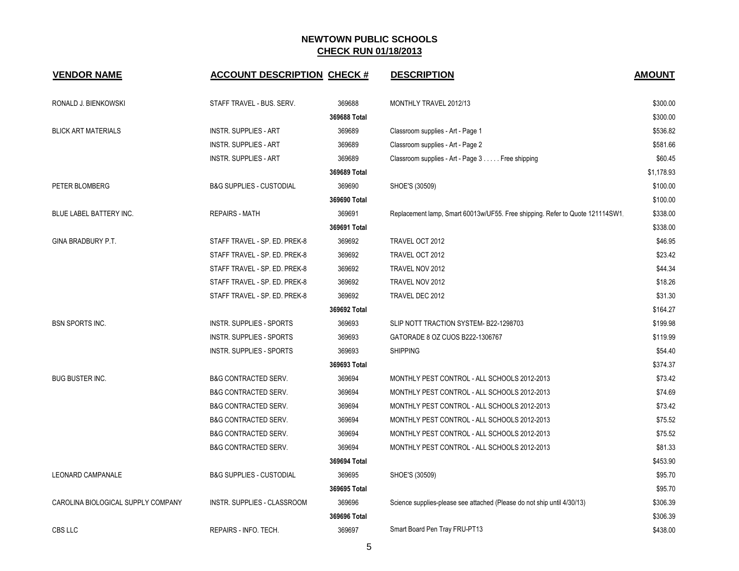# NEWTOWN PUBLIC SCHOOLS

## CHECK RUN 01/18/2013

| VENDOR NAME | ACCOUNT DESCRIPTION | CHECK # | DESCRIPTION | AMOUNT |
|---|---|---|---|---|
| RONALD J. BIENKOWSKI | STAFF TRAVEL - BUS. SERV. | 369688 | MONTHLY TRAVEL 2012/13 | $300.00 |
| | | 369688 Total | | $300.00 |
| BLICK ART MATERIALS | INSTR. SUPPLIES - ART | 369689 | Classroom supplies - Art - Page 1 | $536.82 |
| | INSTR. SUPPLIES - ART | 369689 | Classroom supplies - Art - Page 2 | $581.66 |
| | INSTR. SUPPLIES - ART | 369689 | Classroom supplies - Art - Page 3 . . . . . Free shipping | $60.45 |
| | | 369689 Total | | $1,178.93 |
| PETER BLOMBERG | B&G SUPPLIES - CUSTODIAL | 369690 | SHOE'S (30509) | $100.00 |
| | | 369690 Total | | $100.00 |
| BLUE LABEL BATTERY INC. | REPAIRS - MATH | 369691 | Replacement lamp, Smart 60013w/UF55. Free shipping. Refer to Quote 121114SW1, | $338.00 |
| | | 369691 Total | | $338.00 |
| GINA BRADBURY P.T. | STAFF TRAVEL - SP. ED. PREK-8 | 369692 | TRAVEL OCT 2012 | $46.95 |
| | STAFF TRAVEL - SP. ED. PREK-8 | 369692 | TRAVEL OCT 2012 | $23.42 |
| | STAFF TRAVEL - SP. ED. PREK-8 | 369692 | TRAVEL NOV 2012 | $44.34 |
| | STAFF TRAVEL - SP. ED. PREK-8 | 369692 | TRAVEL NOV 2012 | $18.26 |
| | STAFF TRAVEL - SP. ED. PREK-8 | 369692 | TRAVEL DEC 2012 | $31.30 |
| | | 369692 Total | | $164.27 |
| BSN SPORTS INC. | INSTR. SUPPLIES - SPORTS | 369693 | SLIP NOTT TRACTION SYSTEM- B22-1298703 | $199.98 |
| | INSTR. SUPPLIES - SPORTS | 369693 | GATORADE 8 OZ CUOS B222-1306767 | $119.99 |
| | INSTR. SUPPLIES - SPORTS | 369693 | SHIPPING | $54.40 |
| | | 369693 Total | | $374.37 |
| BUG BUSTER INC. | B&G CONTRACTED SERV. | 369694 | MONTHLY PEST CONTROL - ALL SCHOOLS 2012-2013 | $73.42 |
| | B&G CONTRACTED SERV. | 369694 | MONTHLY PEST CONTROL - ALL SCHOOLS 2012-2013 | $74.69 |
| | B&G CONTRACTED SERV. | 369694 | MONTHLY PEST CONTROL - ALL SCHOOLS 2012-2013 | $73.42 |
| | B&G CONTRACTED SERV. | 369694 | MONTHLY PEST CONTROL - ALL SCHOOLS 2012-2013 | $75.52 |
| | B&G CONTRACTED SERV. | 369694 | MONTHLY PEST CONTROL - ALL SCHOOLS 2012-2013 | $75.52 |
| | B&G CONTRACTED SERV. | 369694 | MONTHLY PEST CONTROL - ALL SCHOOLS 2012-2013 | $81.33 |
| | | 369694 Total | | $453.90 |
| LEONARD CAMPANALE | B&G SUPPLIES - CUSTODIAL | 369695 | SHOE'S (30509) | $95.70 |
| | | 369695 Total | | $95.70 |
| CAROLINA BIOLOGICAL SUPPLY COMPANY | INSTR. SUPPLIES - CLASSROOM | 369696 | Science supplies-please see attached (Please do not ship until 4/30/13) | $306.39 |
| | | 369696 Total | | $306.39 |
| CBS LLC | REPAIRS - INFO. TECH. | 369697 | Smart Board Pen Tray FRU-PT13 | $438.00 |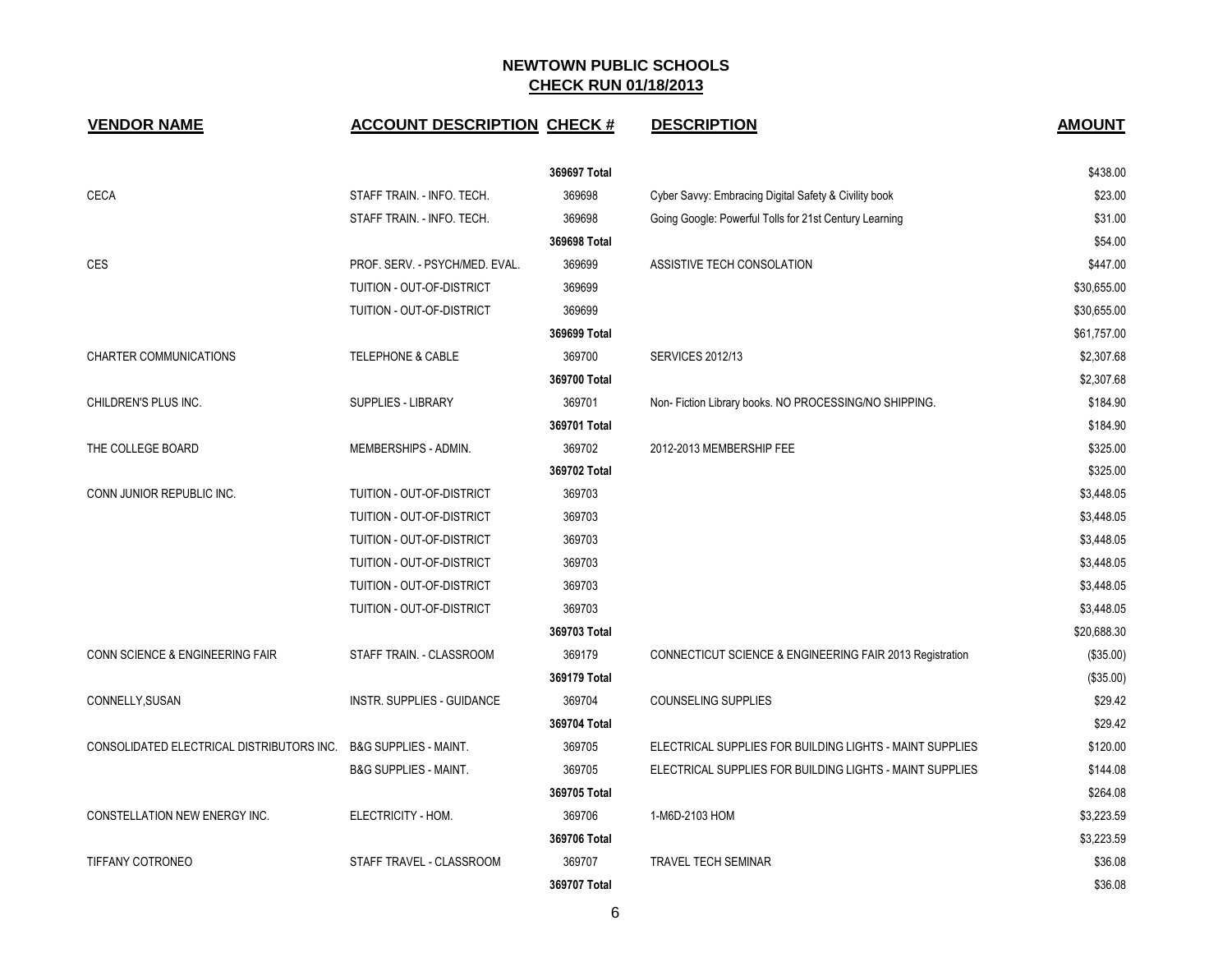# NEWTOWN PUBLIC SCHOOLS

## CHECK RUN 01/18/2013

| VENDOR NAME | ACCOUNT DESCRIPTION | CHECK # | DESCRIPTION | AMOUNT |
|---|---|---|---|---|
| | | 369697 Total | | $438.00 |
| CECA | STAFF TRAIN. - INFO. TECH. | 369698 | Cyber Savvy: Embracing Digital Safety & Civility book | $23.00 |
| | STAFF TRAIN. - INFO. TECH. | 369698 | Going Google: Powerful Tolls for 21st Century Learning | $31.00 |
| | | 369698 Total | | $54.00 |
| CES | PROF. SERV. - PSYCH/MED. EVAL. | 369699 | ASSISTIVE TECH CONSOLATION | $447.00 |
| | TUITION - OUT-OF-DISTRICT | 369699 | | $30,655.00 |
| | TUITION - OUT-OF-DISTRICT | 369699 | | $30,655.00 |
| | | 369699 Total | | $61,757.00 |
| CHARTER COMMUNICATIONS | TELEPHONE & CABLE | 369700 | SERVICES 2012/13 | $2,307.68 |
| | | 369700 Total | | $2,307.68 |
| CHILDREN'S PLUS INC. | SUPPLIES - LIBRARY | 369701 | Non- Fiction Library books. NO PROCESSING/NO SHIPPING. | $184.90 |
| | | 369701 Total | | $184.90 |
| THE COLLEGE BOARD | MEMBERSHIPS - ADMIN. | 369702 | 2012-2013 MEMBERSHIP FEE | $325.00 |
| | | 369702 Total | | $325.00 |
| CONN JUNIOR REPUBLIC INC. | TUITION - OUT-OF-DISTRICT | 369703 | | $3,448.05 |
| | TUITION - OUT-OF-DISTRICT | 369703 | | $3,448.05 |
| | TUITION - OUT-OF-DISTRICT | 369703 | | $3,448.05 |
| | TUITION - OUT-OF-DISTRICT | 369703 | | $3,448.05 |
| | TUITION - OUT-OF-DISTRICT | 369703 | | $3,448.05 |
| | TUITION - OUT-OF-DISTRICT | 369703 | | $3,448.05 |
| | | 369703 Total | | $20,688.30 |
| CONN SCIENCE & ENGINEERING FAIR | STAFF TRAIN. - CLASSROOM | 369179 | CONNECTICUT SCIENCE & ENGINEERING FAIR 2013 Registration | ($35.00) |
| | | 369179 Total | | ($35.00) |
| CONNELLY,SUSAN | INSTR. SUPPLIES - GUIDANCE | 369704 | COUNSELING SUPPLIES | $29.42 |
| | | 369704 Total | | $29.42 |
| CONSOLIDATED ELECTRICAL DISTRIBUTORS INC. | B&G SUPPLIES - MAINT. | 369705 | ELECTRICAL SUPPLIES FOR BUILDING LIGHTS - MAINT SUPPLIES | $120.00 |
| | B&G SUPPLIES - MAINT. | 369705 | ELECTRICAL SUPPLIES FOR BUILDING LIGHTS - MAINT SUPPLIES | $144.08 |
| | | 369705 Total | | $264.08 |
| CONSTELLATION NEW ENERGY INC. | ELECTRICITY - HOM. | 369706 | 1-M6D-2103 HOM | $3,223.59 |
| | | 369706 Total | | $3,223.59 |
| TIFFANY COTRONEO | STAFF TRAVEL - CLASSROOM | 369707 | TRAVEL TECH SEMINAR | $36.08 |
| | | 369707 Total | | $36.08 |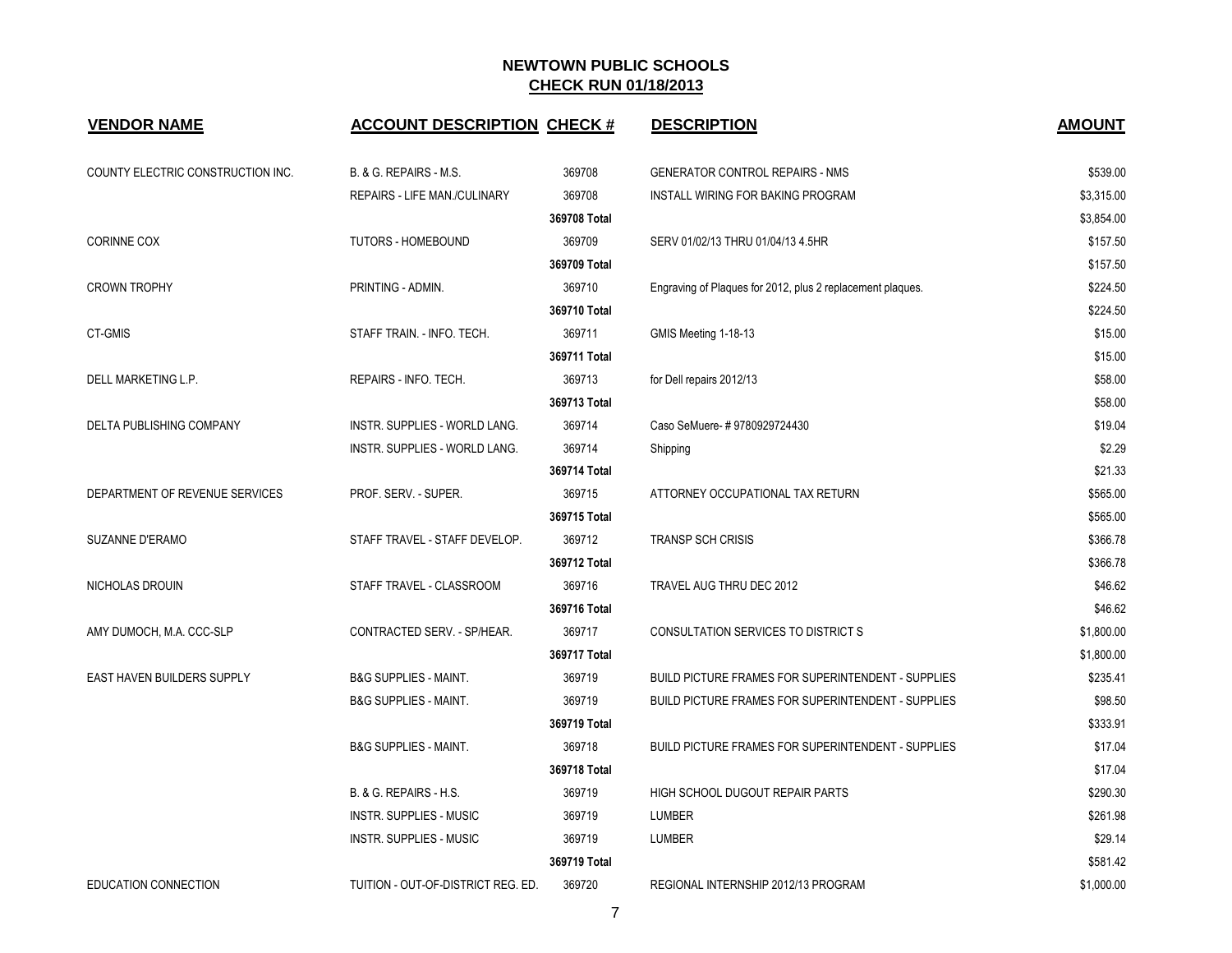# NEWTOWN PUBLIC SCHOOLS
## CHECK RUN 01/18/2013

| VENDOR NAME | ACCOUNT DESCRIPTION | CHECK # | DESCRIPTION | AMOUNT |
|---|---|---|---|---|
| COUNTY ELECTRIC CONSTRUCTION INC. | B. & G. REPAIRS - M.S. | 369708 | GENERATOR CONTROL REPAIRS - NMS | $539.00 |
| | REPAIRS - LIFE MAN./CULINARY | 369708 | INSTALL WIRING FOR BAKING PROGRAM | $3,315.00 |
| | | 369708 Total | | $3,854.00 |
| CORINNE COX | TUTORS - HOMEBOUND | 369709 | SERV 01/02/13 THRU 01/04/13 4.5HR | $157.50 |
| | | 369709 Total | | $157.50 |
| CROWN TROPHY | PRINTING - ADMIN. | 369710 | Engraving of Plaques for 2012, plus 2 replacement plaques. | $224.50 |
| | | 369710 Total | | $224.50 |
| CT-GMIS | STAFF TRAIN. - INFO. TECH. | 369711 | GMIS Meeting 1-18-13 | $15.00 |
| | | 369711 Total | | $15.00 |
| DELL MARKETING L.P. | REPAIRS - INFO. TECH. | 369713 | for Dell repairs 2012/13 | $58.00 |
| | | 369713 Total | | $58.00 |
| DELTA PUBLISHING COMPANY | INSTR. SUPPLIES - WORLD LANG. | 369714 | Caso SeMuere- # 9780929724430 | $19.04 |
| | INSTR. SUPPLIES - WORLD LANG. | 369714 | Shipping | $2.29 |
| | | 369714 Total | | $21.33 |
| DEPARTMENT OF REVENUE SERVICES | PROF. SERV. - SUPER. | 369715 | ATTORNEY OCCUPATIONAL TAX RETURN | $565.00 |
| | | 369715 Total | | $565.00 |
| SUZANNE D'ERAMO | STAFF TRAVEL - STAFF DEVELOP. | 369712 | TRANSP SCH CRISIS | $366.78 |
| | | 369712 Total | | $366.78 |
| NICHOLAS DROUIN | STAFF TRAVEL - CLASSROOM | 369716 | TRAVEL AUG THRU DEC 2012 | $46.62 |
| | | 369716 Total | | $46.62 |
| AMY DUMOCH, M.A. CCC-SLP | CONTRACTED SERV. - SP/HEAR. | 369717 | CONSULTATION SERVICES TO DISTRICT S | $1,800.00 |
| | | 369717 Total | | $1,800.00 |
| EAST HAVEN BUILDERS SUPPLY | B&G SUPPLIES - MAINT. | 369719 | BUILD PICTURE FRAMES FOR SUPERINTENDENT - SUPPLIES | $235.41 |
| | B&G SUPPLIES - MAINT. | 369719 | BUILD PICTURE FRAMES FOR SUPERINTENDENT - SUPPLIES | $98.50 |
| | | 369719 Total | | $333.91 |
| | B&G SUPPLIES - MAINT. | 369718 | BUILD PICTURE FRAMES FOR SUPERINTENDENT - SUPPLIES | $17.04 |
| | | 369718 Total | | $17.04 |
| | B. & G. REPAIRS - H.S. | 369719 | HIGH SCHOOL DUGOUT REPAIR PARTS | $290.30 |
| | INSTR. SUPPLIES - MUSIC | 369719 | LUMBER | $261.98 |
| | INSTR. SUPPLIES - MUSIC | 369719 | LUMBER | $29.14 |
| | | 369719 Total | | $581.42 |
| EDUCATION CONNECTION | TUITION - OUT-OF-DISTRICT REG. ED. | 369720 | REGIONAL INTERNSHIP 2012/13 PROGRAM | $1,000.00 |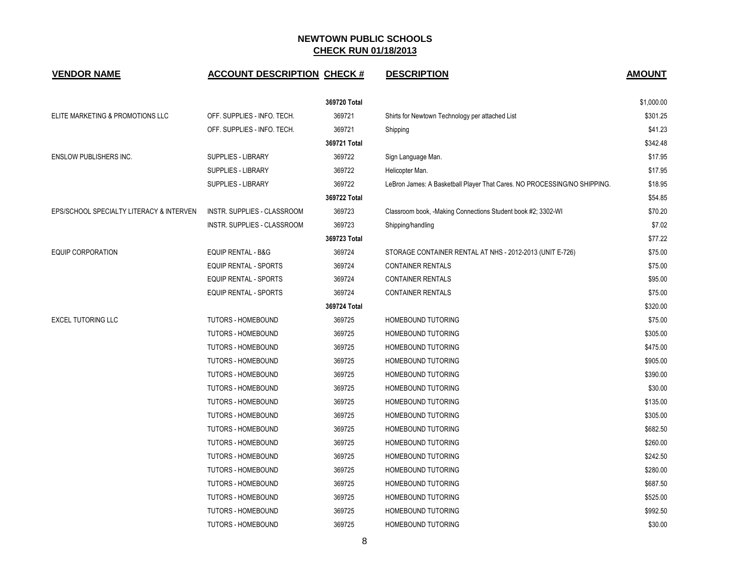## NEWTOWN PUBLIC SCHOOLS
## CHECK RUN 01/18/2013

| VENDOR NAME | ACCOUNT DESCRIPTION | CHECK # | DESCRIPTION | AMOUNT |
|---|---|---|---|---|
| | | **369720 Total** | | $1,000.00 |
| ELITE MARKETING & PROMOTIONS LLC | OFF. SUPPLIES - INFO. TECH. | 369721 | Shirts for Newtown Technology per attached List | $301.25 |
| | OFF. SUPPLIES - INFO. TECH. | 369721 | Shipping | $41.23 |
| | | **369721 Total** | | $342.48 |
| ENSLOW PUBLISHERS INC. | SUPPLIES - LIBRARY | 369722 | Sign Language Man. | $17.95 |
| | SUPPLIES - LIBRARY | 369722 | Helicopter Man. | $17.95 |
| | SUPPLIES - LIBRARY | 369722 | LeBron James: A Basketball Player That Cares. NO PROCESSING/NO SHIPPING. | $18.95 |
| | | **369722 Total** | | $54.85 |
| EPS/SCHOOL SPECIALTY LITERACY & INTERVEN | INSTR. SUPPLIES - CLASSROOM | 369723 | Classroom book, -Making Connections Student book #2; 3302-WI | $70.20 |
| | INSTR. SUPPLIES - CLASSROOM | 369723 | Shipping/handling | $7.02 |
| | | **369723 Total** | | $77.22 |
| EQUIP CORPORATION | EQUIP RENTAL - B&G | 369724 | STORAGE CONTAINER RENTAL AT NHS - 2012-2013 (UNIT E-726) | $75.00 |
| | EQUIP RENTAL - SPORTS | 369724 | CONTAINER RENTALS | $75.00 |
| | EQUIP RENTAL - SPORTS | 369724 | CONTAINER RENTALS | $95.00 |
| | EQUIP RENTAL - SPORTS | 369724 | CONTAINER RENTALS | $75.00 |
| | | **369724 Total** | | $320.00 |
| EXCEL TUTORING LLC | TUTORS - HOMEBOUND | 369725 | HOMEBOUND TUTORING | $75.00 |
| | TUTORS - HOMEBOUND | 369725 | HOMEBOUND TUTORING | $305.00 |
| | TUTORS - HOMEBOUND | 369725 | HOMEBOUND TUTORING | $475.00 |
| | TUTORS - HOMEBOUND | 369725 | HOMEBOUND TUTORING | $905.00 |
| | TUTORS - HOMEBOUND | 369725 | HOMEBOUND TUTORING | $390.00 |
| | TUTORS - HOMEBOUND | 369725 | HOMEBOUND TUTORING | $30.00 |
| | TUTORS - HOMEBOUND | 369725 | HOMEBOUND TUTORING | $135.00 |
| | TUTORS - HOMEBOUND | 369725 | HOMEBOUND TUTORING | $305.00 |
| | TUTORS - HOMEBOUND | 369725 | HOMEBOUND TUTORING | $682.50 |
| | TUTORS - HOMEBOUND | 369725 | HOMEBOUND TUTORING | $260.00 |
| | TUTORS - HOMEBOUND | 369725 | HOMEBOUND TUTORING | $242.50 |
| | TUTORS - HOMEBOUND | 369725 | HOMEBOUND TUTORING | $280.00 |
| | TUTORS - HOMEBOUND | 369725 | HOMEBOUND TUTORING | $687.50 |
| | TUTORS - HOMEBOUND | 369725 | HOMEBOUND TUTORING | $525.00 |
| | TUTORS - HOMEBOUND | 369725 | HOMEBOUND TUTORING | $992.50 |
| | TUTORS - HOMEBOUND | 369725 | HOMEBOUND TUTORING | $30.00 |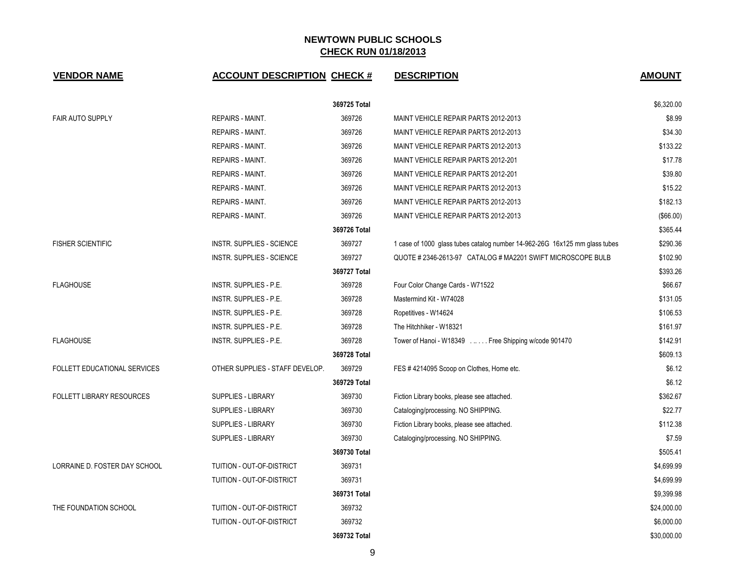# NEWTOWN PUBLIC SCHOOLS
## CHECK RUN 01/18/2013

| VENDOR NAME | ACCOUNT DESCRIPTION | CHECK # | DESCRIPTION | AMOUNT |
|---|---|---|---|---|
| | | 369725 Total | | $6,320.00 |
| FAIR AUTO SUPPLY | REPAIRS - MAINT. | 369726 | MAINT VEHICLE REPAIR PARTS 2012-2013 | $8.99 |
| | REPAIRS - MAINT. | 369726 | MAINT VEHICLE REPAIR PARTS 2012-2013 | $34.30 |
| | REPAIRS - MAINT. | 369726 | MAINT VEHICLE REPAIR PARTS 2012-2013 | $133.22 |
| | REPAIRS - MAINT. | 369726 | MAINT VEHICLE REPAIR PARTS 2012-201 | $17.78 |
| | REPAIRS - MAINT. | 369726 | MAINT VEHICLE REPAIR PARTS 2012-201 | $39.80 |
| | REPAIRS - MAINT. | 369726 | MAINT VEHICLE REPAIR PARTS 2012-2013 | $15.22 |
| | REPAIRS - MAINT. | 369726 | MAINT VEHICLE REPAIR PARTS 2012-2013 | $182.13 |
| | REPAIRS - MAINT. | 369726 | MAINT VEHICLE REPAIR PARTS 2012-2013 | ($66.00) |
| | | 369726 Total | | $365.44 |
| FISHER SCIENTIFIC | INSTR. SUPPLIES - SCIENCE | 369727 | 1 case of 1000 glass tubes catalog number 14-962-26G 16x125 mm glass tubes | $290.36 |
| | INSTR. SUPPLIES - SCIENCE | 369727 | QUOTE # 2346-2613-97 CATALOG # MA2201 SWIFT MICROSCOPE BULB | $102.90 |
| | | 369727 Total | | $393.26 |
| FLAGHOUSE | INSTR. SUPPLIES - P.E. | 369728 | Four Color Change Cards - W71522 | $66.67 |
| | INSTR. SUPPLIES - P.E. | 369728 | Mastermind Kit - W74028 | $131.05 |
| | INSTR. SUPPLIES - P.E. | 369728 | Ropetitives - W14624 | $106.53 |
| | INSTR. SUPPLIES - P.E. | 369728 | The Hitchhiker - W18321 | $161.97 |
| FLAGHOUSE | INSTR. SUPPLIES - P.E. | 369728 | Tower of Hanoi - W18349 . .. . . . Free Shipping w/code 901470 | $142.91 |
| | | 369728 Total | | $609.13 |
| FOLLETT EDUCATIONAL SERVICES | OTHER SUPPLIES - STAFF DEVELOP. | 369729 | FES # 4214095 Scoop on Clothes, Home etc. | $6.12 |
| | | 369729 Total | | $6.12 |
| FOLLETT LIBRARY RESOURCES | SUPPLIES - LIBRARY | 369730 | Fiction Library books, please see attached. | $362.67 |
| | SUPPLIES - LIBRARY | 369730 | Cataloging/processing. NO SHIPPING. | $22.77 |
| | SUPPLIES - LIBRARY | 369730 | Fiction Library books, please see attached. | $112.38 |
| | SUPPLIES - LIBRARY | 369730 | Cataloging/processing. NO SHIPPING. | $7.59 |
| | | 369730 Total | | $505.41 |
| LORRAINE D. FOSTER DAY SCHOOL | TUITION - OUT-OF-DISTRICT | 369731 | | $4,699.99 |
| | TUITION - OUT-OF-DISTRICT | 369731 | | $4,699.99 |
| | | 369731 Total | | $9,399.98 |
| THE FOUNDATION SCHOOL | TUITION - OUT-OF-DISTRICT | 369732 | | $24,000.00 |
| | TUITION - OUT-OF-DISTRICT | 369732 | | $6,000.00 |
| | | 369732 Total | | $30,000.00 |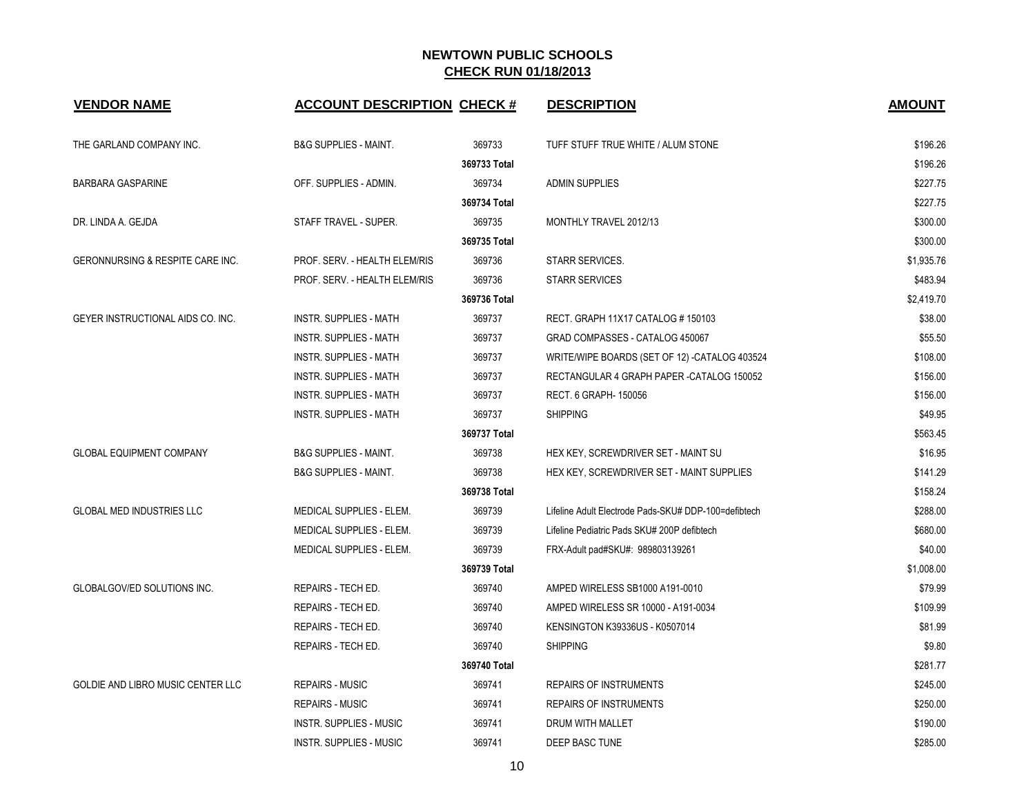## NEWTOWN PUBLIC SCHOOLS
## CHECK RUN 01/18/2013

| VENDOR NAME | ACCOUNT DESCRIPTION | CHECK # | DESCRIPTION | AMOUNT |
|---|---|---|---|---|
| THE GARLAND COMPANY INC. | B&G SUPPLIES - MAINT. | 369733 | TUFF STUFF TRUE WHITE / ALUM STONE | $196.26 |
| | | **369733 Total** | | $196.26 |
| BARBARA GASPARINE | OFF. SUPPLIES - ADMIN. | 369734 | ADMIN SUPPLIES | $227.75 |
| | | **369734 Total** | | $227.75 |
| DR. LINDA A. GEJDA | STAFF TRAVEL - SUPER. | 369735 | MONTHLY TRAVEL 2012/13 | $300.00 |
| | | **369735 Total** | | $300.00 |
| GERONNURSING & RESPITE CARE INC. | PROF. SERV. - HEALTH ELEM/RIS | 369736 | STARR SERVICES. | $1,935.76 |
| | PROF. SERV. - HEALTH ELEM/RIS | 369736 | STARR SERVICES | $483.94 |
| | | **369736 Total** | | $2,419.70 |
| GEYER INSTRUCTIONAL AIDS CO. INC. | INSTR. SUPPLIES - MATH | 369737 | RECT. GRAPH 11X17 CATALOG # 150103 | $38.00 |
| | INSTR. SUPPLIES - MATH | 369737 | GRAD COMPASSES - CATALOG 450067 | $55.50 |
| | INSTR. SUPPLIES - MATH | 369737 | WRITE/WIPE BOARDS (SET OF 12) -CATALOG 403524 | $108.00 |
| | INSTR. SUPPLIES - MATH | 369737 | RECTANGULAR 4 GRAPH PAPER -CATALOG 150052 | $156.00 |
| | INSTR. SUPPLIES - MATH | 369737 | RECT. 6 GRAPH- 150056 | $156.00 |
| | INSTR. SUPPLIES - MATH | 369737 | SHIPPING | $49.95 |
| | | **369737 Total** | | $563.45 |
| GLOBAL EQUIPMENT COMPANY | B&G SUPPLIES - MAINT. | 369738 | HEX KEY, SCREWDRIVER SET - MAINT SU | $16.95 |
| | B&G SUPPLIES - MAINT. | 369738 | HEX KEY, SCREWDRIVER SET - MAINT SUPPLIES | $141.29 |
| | | **369738 Total** | | $158.24 |
| GLOBAL MED INDUSTRIES LLC | MEDICAL SUPPLIES - ELEM. | 369739 | Lifeline Adult Electrode Pads-SKU# DDP-100=defibtech | $288.00 |
| | MEDICAL SUPPLIES - ELEM. | 369739 | Lifeline Pediatric Pads SKU# 200P defibtech | $680.00 |
| | MEDICAL SUPPLIES - ELEM. | 369739 | FRX-Adult pad#SKU#: 989803139261 | $40.00 |
| | | **369739 Total** | | $1,008.00 |
| GLOBALGOV/ED SOLUTIONS INC. | REPAIRS - TECH ED. | 369740 | AMPED WIRELESS SB1000 A191-0010 | $79.99 |
| | REPAIRS - TECH ED. | 369740 | AMPED WIRELESS SR 10000 - A191-0034 | $109.99 |
| | REPAIRS - TECH ED. | 369740 | KENSINGTON K39336US - K0507014 | $81.99 |
| | REPAIRS - TECH ED. | 369740 | SHIPPING | $9.80 |
| | | **369740 Total** | | $281.77 |
| GOLDIE AND LIBRO MUSIC CENTER LLC | REPAIRS - MUSIC | 369741 | REPAIRS OF INSTRUMENTS | $245.00 |
| | REPAIRS - MUSIC | 369741 | REPAIRS OF INSTRUMENTS | $250.00 |
| | INSTR. SUPPLIES - MUSIC | 369741 | DRUM WITH MALLET | $190.00 |
| | INSTR. SUPPLIES - MUSIC | 369741 | DEEP BASC TUNE | $285.00 |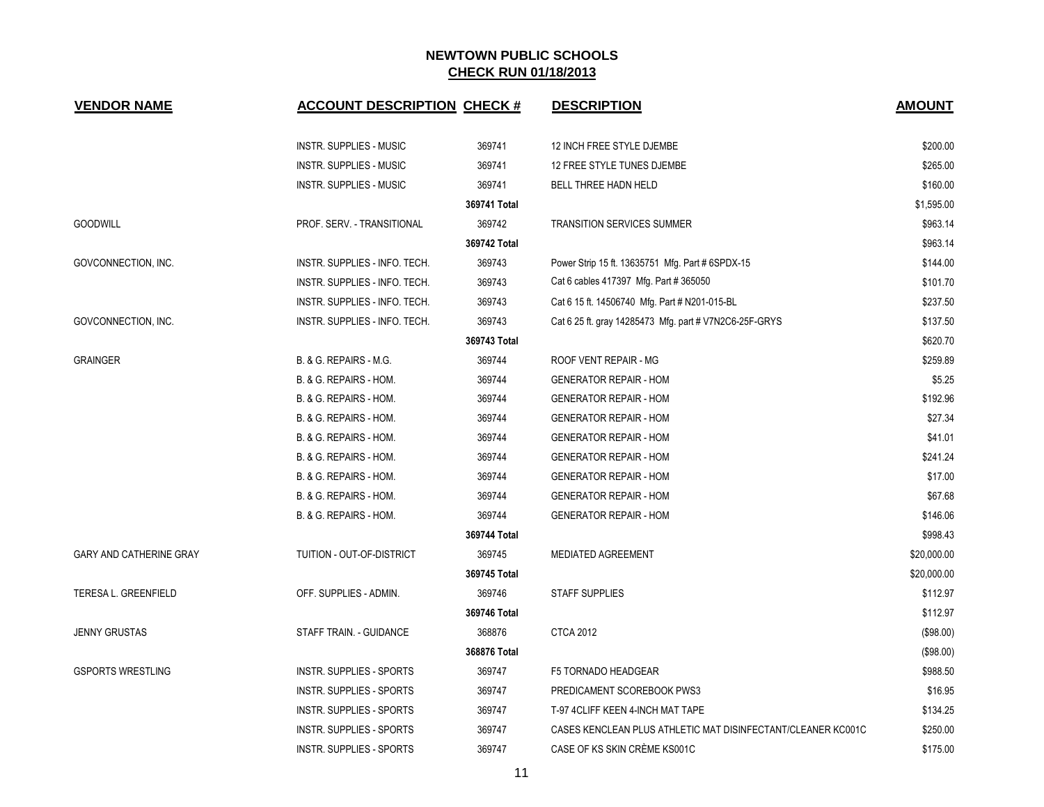# NEWTOWN PUBLIC SCHOOLS

## CHECK RUN 01/18/2013

| VENDOR NAME | ACCOUNT DESCRIPTION | CHECK # | DESCRIPTION | AMOUNT |
|---|---|---|---|---|
| | INSTR. SUPPLIES - MUSIC | 369741 | 12 INCH FREE STYLE DJEMBE | $200.00 |
| | INSTR. SUPPLIES - MUSIC | 369741 | 12 FREE STYLE TUNES DJEMBE | $265.00 |
| | INSTR. SUPPLIES - MUSIC | 369741 | BELL THREE HADN HELD | $160.00 |
| | | 369741 Total | | $1,595.00 |
| GOODWILL | PROF. SERV. - TRANSITIONAL | 369742 | TRANSITION SERVICES SUMMER | $963.14 |
| | | 369742 Total | | $963.14 |
| GOVCONNECTION, INC. | INSTR. SUPPLIES - INFO. TECH. | 369743 | Power Strip 15 ft. 13635751 Mfg. Part # 6SPDX-15 | $144.00 |
| | INSTR. SUPPLIES - INFO. TECH. | 369743 | Cat 6 cables 417397 Mfg. Part # 365050 | $101.70 |
| | INSTR. SUPPLIES - INFO. TECH. | 369743 | Cat 6 15 ft. 14506740 Mfg. Part # N201-015-BL | $237.50 |
| GOVCONNECTION, INC. | INSTR. SUPPLIES - INFO. TECH. | 369743 | Cat 6 25 ft. gray 14285473 Mfg. part # V7N2C6-25F-GRYS | $137.50 |
| | | 369743 Total | | $620.70 |
| GRAINGER | B. & G. REPAIRS - M.G. | 369744 | ROOF VENT REPAIR - MG | $259.89 |
| | B. & G. REPAIRS - HOM. | 369744 | GENERATOR REPAIR - HOM | $5.25 |
| | B. & G. REPAIRS - HOM. | 369744 | GENERATOR REPAIR - HOM | $192.96 |
| | B. & G. REPAIRS - HOM. | 369744 | GENERATOR REPAIR - HOM | $27.34 |
| | B. & G. REPAIRS - HOM. | 369744 | GENERATOR REPAIR - HOM | $41.01 |
| | B. & G. REPAIRS - HOM. | 369744 | GENERATOR REPAIR - HOM | $241.24 |
| | B. & G. REPAIRS - HOM. | 369744 | GENERATOR REPAIR - HOM | $17.00 |
| | B. & G. REPAIRS - HOM. | 369744 | GENERATOR REPAIR - HOM | $67.68 |
| | B. & G. REPAIRS - HOM. | 369744 | GENERATOR REPAIR - HOM | $146.06 |
| | | 369744 Total | | $998.43 |
| GARY AND CATHERINE GRAY | TUITION - OUT-OF-DISTRICT | 369745 | MEDIATED AGREEMENT | $20,000.00 |
| | | 369745 Total | | $20,000.00 |
| TERESA L. GREENFIELD | OFF. SUPPLIES - ADMIN. | 369746 | STAFF SUPPLIES | $112.97 |
| | | 369746 Total | | $112.97 |
| JENNY GRUSTAS | STAFF TRAIN. - GUIDANCE | 368876 | CTCA 2012 | ($98.00) |
| | | 368876 Total | | ($98.00) |
| GSPORTS WRESTLING | INSTR. SUPPLIES - SPORTS | 369747 | F5 TORNADO HEADGEAR | $988.50 |
| | INSTR. SUPPLIES - SPORTS | 369747 | PREDICAMENT SCOREBOOK PWS3 | $16.95 |
| | INSTR. SUPPLIES - SPORTS | 369747 | T-97 4CLIFF KEEN 4-INCH MAT TAPE | $134.25 |
| | INSTR. SUPPLIES - SPORTS | 369747 | CASES KENCLEAN PLUS ATHLETIC MAT DISINFECTANT/CLEANER KC001C | $250.00 |
| | INSTR. SUPPLIES - SPORTS | 369747 | CASE OF KS SKIN CRÈME KS001C | $175.00 |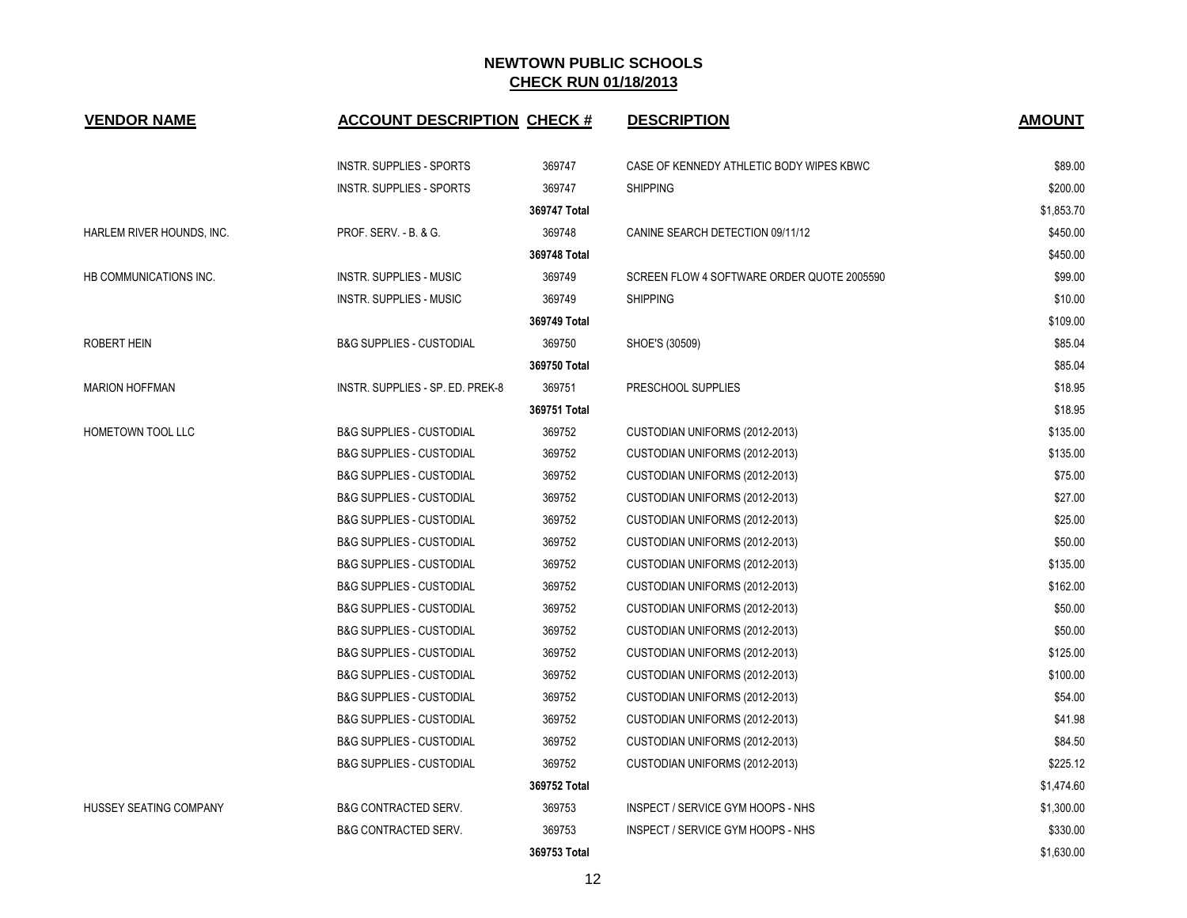# NEWTOWN PUBLIC SCHOOLS

## CHECK RUN 01/18/2013

| VENDOR NAME | ACCOUNT DESCRIPTION | CHECK # | DESCRIPTION | AMOUNT |
|---|---|---|---|---|
| | INSTR. SUPPLIES - SPORTS | 369747 | CASE OF KENNEDY ATHLETIC BODY WIPES KBWC | $89.00 |
| | INSTR. SUPPLIES - SPORTS | 369747 | SHIPPING | $200.00 |
| | | **369747 Total** | | $1,853.70 |
| HARLEM RIVER HOUNDS, INC. | PROF. SERV. - B. & G. | 369748 | CANINE SEARCH DETECTION 09/11/12 | $450.00 |
| | | **369748 Total** | | $450.00 |
| HB COMMUNICATIONS INC. | INSTR. SUPPLIES - MUSIC | 369749 | SCREEN FLOW 4 SOFTWARE ORDER QUOTE 2005590 | $99.00 |
| | INSTR. SUPPLIES - MUSIC | 369749 | SHIPPING | $10.00 |
| | | **369749 Total** | | $109.00 |
| ROBERT HEIN | B&G SUPPLIES - CUSTODIAL | 369750 | SHOE'S (30509) | $85.04 |
| | | **369750 Total** | | $85.04 |
| MARION HOFFMAN | INSTR. SUPPLIES - SP. ED. PREK-8 | 369751 | PRESCHOOL SUPPLIES | $18.95 |
| | | **369751 Total** | | $18.95 |
| HOMETOWN TOOL LLC | B&G SUPPLIES - CUSTODIAL | 369752 | CUSTODIAN UNIFORMS (2012-2013) | $135.00 |
| | B&G SUPPLIES - CUSTODIAL | 369752 | CUSTODIAN UNIFORMS (2012-2013) | $135.00 |
| | B&G SUPPLIES - CUSTODIAL | 369752 | CUSTODIAN UNIFORMS (2012-2013) | $75.00 |
| | B&G SUPPLIES - CUSTODIAL | 369752 | CUSTODIAN UNIFORMS (2012-2013) | $27.00 |
| | B&G SUPPLIES - CUSTODIAL | 369752 | CUSTODIAN UNIFORMS (2012-2013) | $25.00 |
| | B&G SUPPLIES - CUSTODIAL | 369752 | CUSTODIAN UNIFORMS (2012-2013) | $50.00 |
| | B&G SUPPLIES - CUSTODIAL | 369752 | CUSTODIAN UNIFORMS (2012-2013) | $135.00 |
| | B&G SUPPLIES - CUSTODIAL | 369752 | CUSTODIAN UNIFORMS (2012-2013) | $162.00 |
| | B&G SUPPLIES - CUSTODIAL | 369752 | CUSTODIAN UNIFORMS (2012-2013) | $50.00 |
| | B&G SUPPLIES - CUSTODIAL | 369752 | CUSTODIAN UNIFORMS (2012-2013) | $50.00 |
| | B&G SUPPLIES - CUSTODIAL | 369752 | CUSTODIAN UNIFORMS (2012-2013) | $125.00 |
| | B&G SUPPLIES - CUSTODIAL | 369752 | CUSTODIAN UNIFORMS (2012-2013) | $100.00 |
| | B&G SUPPLIES - CUSTODIAL | 369752 | CUSTODIAN UNIFORMS (2012-2013) | $54.00 |
| | B&G SUPPLIES - CUSTODIAL | 369752 | CUSTODIAN UNIFORMS (2012-2013) | $41.98 |
| | B&G SUPPLIES - CUSTODIAL | 369752 | CUSTODIAN UNIFORMS (2012-2013) | $84.50 |
| | B&G SUPPLIES - CUSTODIAL | 369752 | CUSTODIAN UNIFORMS (2012-2013) | $225.12 |
| | | **369752 Total** | | $1,474.60 |
| HUSSEY SEATING COMPANY | B&G CONTRACTED SERV. | 369753 | INSPECT / SERVICE GYM HOOPS - NHS | $1,300.00 |
| | B&G CONTRACTED SERV. | 369753 | INSPECT / SERVICE GYM HOOPS - NHS | $330.00 |
| | | **369753 Total** | | $1,630.00 |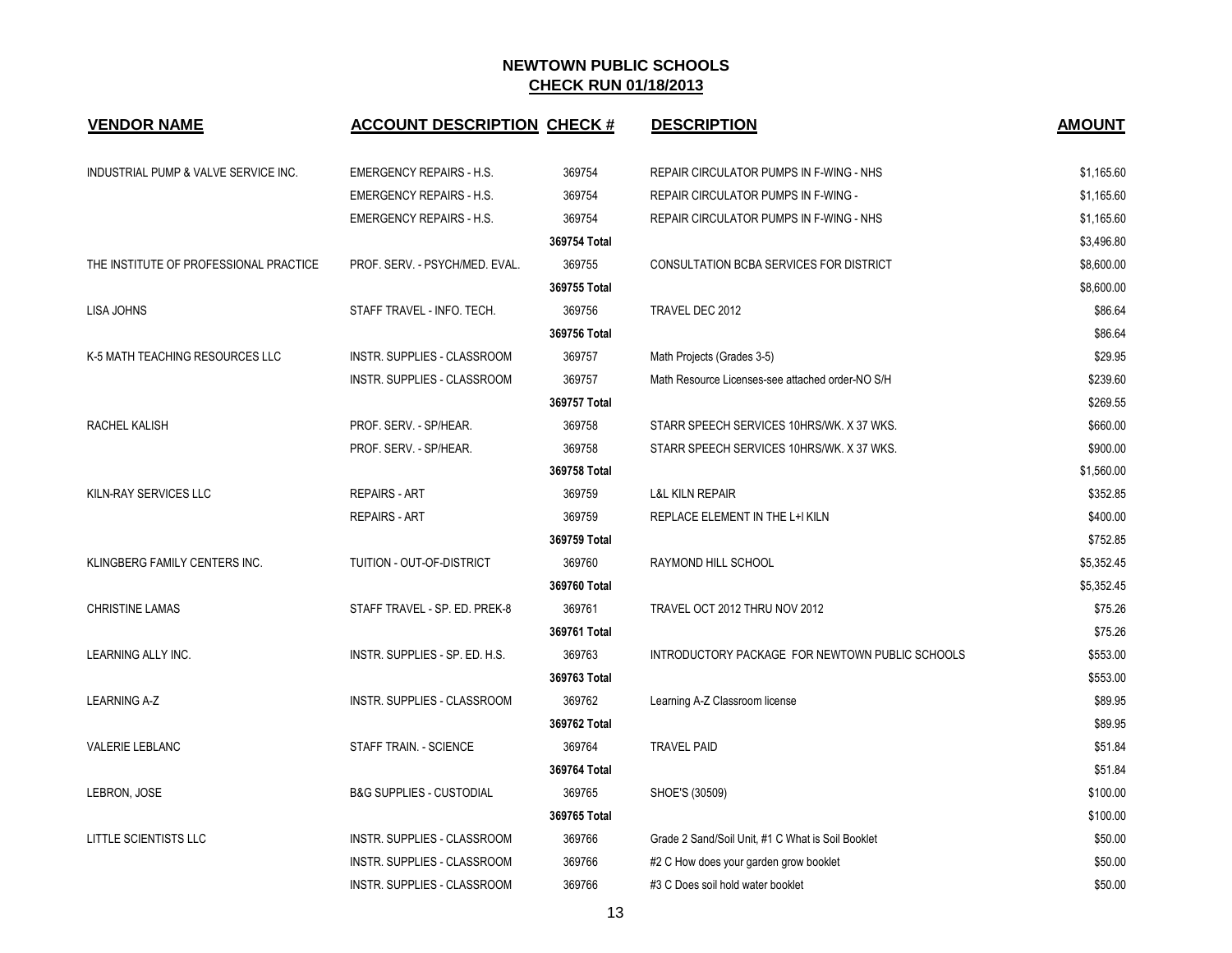## NEWTOWN PUBLIC SCHOOLS
## CHECK RUN 01/18/2013

| VENDOR NAME | ACCOUNT DESCRIPTION | CHECK # | DESCRIPTION | AMOUNT |
|---|---|---|---|---|
| INDUSTRIAL PUMP & VALVE SERVICE INC. | EMERGENCY REPAIRS - H.S. | 369754 | REPAIR CIRCULATOR PUMPS IN F-WING - NHS | $1,165.60 |
| | EMERGENCY REPAIRS - H.S. | 369754 | REPAIR CIRCULATOR PUMPS IN F-WING - | $1,165.60 |
| | EMERGENCY REPAIRS - H.S. | 369754 | REPAIR CIRCULATOR PUMPS IN F-WING - NHS | $1,165.60 |
| | | **369754 Total** | | $3,496.80 |
| THE INSTITUTE OF PROFESSIONAL PRACTICE | PROF. SERV. - PSYCH/MED. EVAL. | 369755 | CONSULTATION BCBA SERVICES FOR DISTRICT | $8,600.00 |
| | | **369755 Total** | | $8,600.00 |
| LISA JOHNS | STAFF TRAVEL - INFO. TECH. | 369756 | TRAVEL DEC 2012 | $86.64 |
| | | **369756 Total** | | $86.64 |
| K-5 MATH TEACHING RESOURCES LLC | INSTR. SUPPLIES - CLASSROOM | 369757 | Math Projects (Grades 3-5) | $29.95 |
| | INSTR. SUPPLIES - CLASSROOM | 369757 | Math Resource Licenses-see attached order-NO S/H | $239.60 |
| | | **369757 Total** | | $269.55 |
| RACHEL KALISH | PROF. SERV. - SP/HEAR. | 369758 | STARR SPEECH SERVICES 10HRS/WK. X 37 WKS. | $660.00 |
| | PROF. SERV. - SP/HEAR. | 369758 | STARR SPEECH SERVICES 10HRS/WK. X 37 WKS. | $900.00 |
| | | **369758 Total** | | $1,560.00 |
| KILN-RAY SERVICES LLC | REPAIRS - ART | 369759 | L&L KILN REPAIR | $352.85 |
| | REPAIRS - ART | 369759 | REPLACE ELEMENT IN THE L+l KILN | $400.00 |
| | | **369759 Total** | | $752.85 |
| KLINGBERG FAMILY CENTERS INC. | TUITION - OUT-OF-DISTRICT | 369760 | RAYMOND HILL SCHOOL | $5,352.45 |
| | | **369760 Total** | | $5,352.45 |
| CHRISTINE LAMAS | STAFF TRAVEL - SP. ED. PREK-8 | 369761 | TRAVEL OCT 2012 THRU NOV 2012 | $75.26 |
| | | **369761 Total** | | $75.26 |
| LEARNING ALLY INC. | INSTR. SUPPLIES - SP. ED. H.S. | 369763 | INTRODUCTORY PACKAGE FOR NEWTOWN PUBLIC SCHOOLS | $553.00 |
| | | **369763 Total** | | $553.00 |
| LEARNING A-Z | INSTR. SUPPLIES - CLASSROOM | 369762 | Learning A-Z Classroom license | $89.95 |
| | | **369762 Total** | | $89.95 |
| VALERIE LEBLANC | STAFF TRAIN. - SCIENCE | 369764 | TRAVEL PAID | $51.84 |
| | | **369764 Total** | | $51.84 |
| LEBRON, JOSE | B&G SUPPLIES - CUSTODIAL | 369765 | SHOE'S (30509) | $100.00 |
| | | **369765 Total** | | $100.00 |
| LITTLE SCIENTISTS LLC | INSTR. SUPPLIES - CLASSROOM | 369766 | Grade 2 Sand/Soil Unit, #1 C What is Soil Booklet | $50.00 |
| | INSTR. SUPPLIES - CLASSROOM | 369766 | #2 C How does your garden grow booklet | $50.00 |
| | INSTR. SUPPLIES - CLASSROOM | 369766 | #3 C Does soil hold water booklet | $50.00 |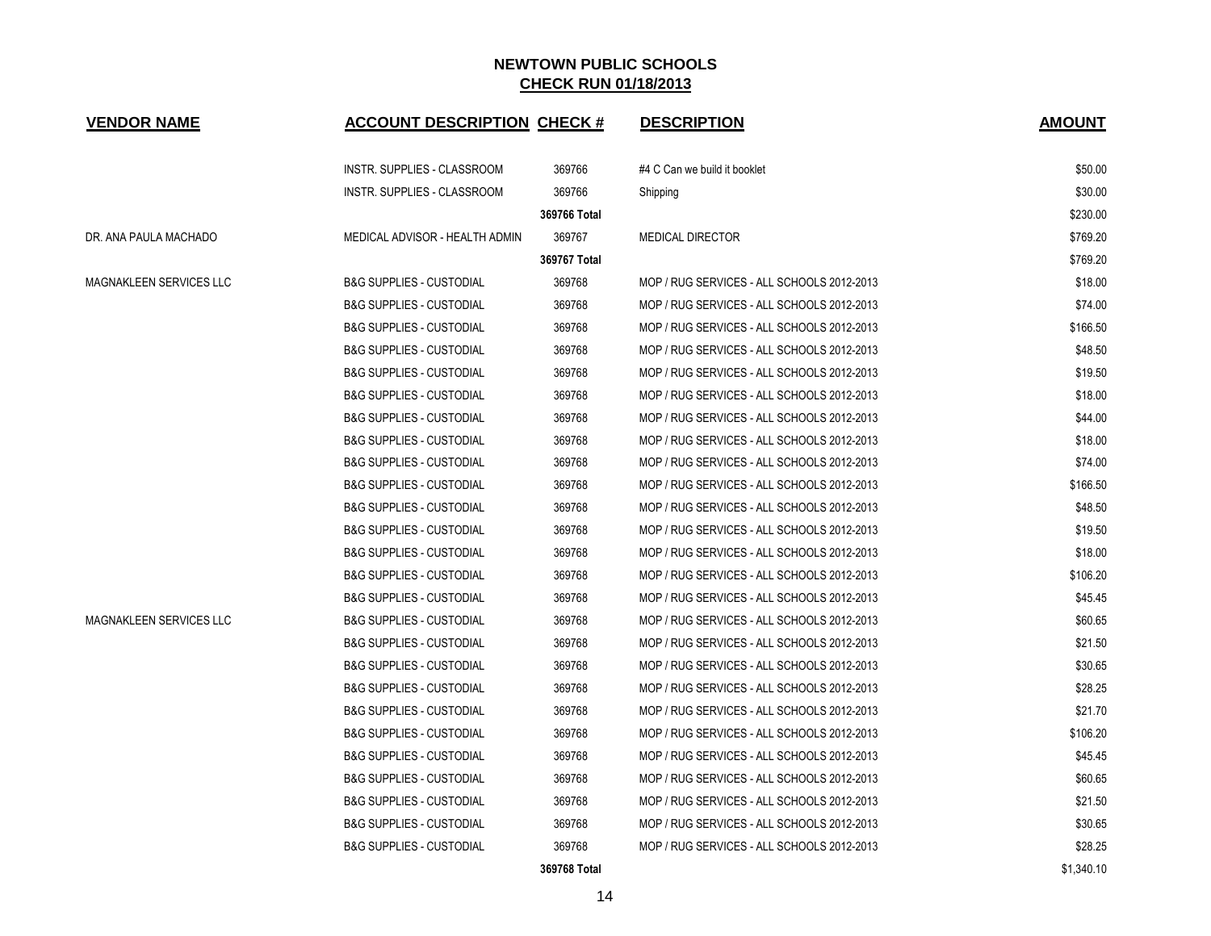# NEWTOWN PUBLIC SCHOOLS

## CHECK RUN 01/18/2013

| VENDOR NAME | ACCOUNT DESCRIPTION | CHECK # | DESCRIPTION | AMOUNT |
|---|---|---|---|---|
| | INSTR. SUPPLIES - CLASSROOM | 369766 | #4 C Can we build it booklet | $50.00 |
| | INSTR. SUPPLIES - CLASSROOM | 369766 | Shipping | $30.00 |
| | | 369766 Total | | $230.00 |
| DR. ANA PAULA MACHADO | MEDICAL ADVISOR - HEALTH ADMIN | 369767 | MEDICAL DIRECTOR | $769.20 |
| | | 369767 Total | | $769.20 |
| MAGNAKLEEN SERVICES LLC | B&G SUPPLIES - CUSTODIAL | 369768 | MOP / RUG SERVICES - ALL SCHOOLS 2012-2013 | $18.00 |
| | B&G SUPPLIES - CUSTODIAL | 369768 | MOP / RUG SERVICES - ALL SCHOOLS 2012-2013 | $74.00 |
| | B&G SUPPLIES - CUSTODIAL | 369768 | MOP / RUG SERVICES - ALL SCHOOLS 2012-2013 | $166.50 |
| | B&G SUPPLIES - CUSTODIAL | 369768 | MOP / RUG SERVICES - ALL SCHOOLS 2012-2013 | $48.50 |
| | B&G SUPPLIES - CUSTODIAL | 369768 | MOP / RUG SERVICES - ALL SCHOOLS 2012-2013 | $19.50 |
| | B&G SUPPLIES - CUSTODIAL | 369768 | MOP / RUG SERVICES - ALL SCHOOLS 2012-2013 | $18.00 |
| | B&G SUPPLIES - CUSTODIAL | 369768 | MOP / RUG SERVICES - ALL SCHOOLS 2012-2013 | $44.00 |
| | B&G SUPPLIES - CUSTODIAL | 369768 | MOP / RUG SERVICES - ALL SCHOOLS 2012-2013 | $18.00 |
| | B&G SUPPLIES - CUSTODIAL | 369768 | MOP / RUG SERVICES - ALL SCHOOLS 2012-2013 | $74.00 |
| | B&G SUPPLIES - CUSTODIAL | 369768 | MOP / RUG SERVICES - ALL SCHOOLS 2012-2013 | $166.50 |
| | B&G SUPPLIES - CUSTODIAL | 369768 | MOP / RUG SERVICES - ALL SCHOOLS 2012-2013 | $48.50 |
| | B&G SUPPLIES - CUSTODIAL | 369768 | MOP / RUG SERVICES - ALL SCHOOLS 2012-2013 | $19.50 |
| | B&G SUPPLIES - CUSTODIAL | 369768 | MOP / RUG SERVICES - ALL SCHOOLS 2012-2013 | $18.00 |
| | B&G SUPPLIES - CUSTODIAL | 369768 | MOP / RUG SERVICES - ALL SCHOOLS 2012-2013 | $106.20 |
| | B&G SUPPLIES - CUSTODIAL | 369768 | MOP / RUG SERVICES - ALL SCHOOLS 2012-2013 | $45.45 |
| MAGNAKLEEN SERVICES LLC | B&G SUPPLIES - CUSTODIAL | 369768 | MOP / RUG SERVICES - ALL SCHOOLS 2012-2013 | $60.65 |
| | B&G SUPPLIES - CUSTODIAL | 369768 | MOP / RUG SERVICES - ALL SCHOOLS 2012-2013 | $21.50 |
| | B&G SUPPLIES - CUSTODIAL | 369768 | MOP / RUG SERVICES - ALL SCHOOLS 2012-2013 | $30.65 |
| | B&G SUPPLIES - CUSTODIAL | 369768 | MOP / RUG SERVICES - ALL SCHOOLS 2012-2013 | $28.25 |
| | B&G SUPPLIES - CUSTODIAL | 369768 | MOP / RUG SERVICES - ALL SCHOOLS 2012-2013 | $21.70 |
| | B&G SUPPLIES - CUSTODIAL | 369768 | MOP / RUG SERVICES - ALL SCHOOLS 2012-2013 | $106.20 |
| | B&G SUPPLIES - CUSTODIAL | 369768 | MOP / RUG SERVICES - ALL SCHOOLS 2012-2013 | $45.45 |
| | B&G SUPPLIES - CUSTODIAL | 369768 | MOP / RUG SERVICES - ALL SCHOOLS 2012-2013 | $60.65 |
| | B&G SUPPLIES - CUSTODIAL | 369768 | MOP / RUG SERVICES - ALL SCHOOLS 2012-2013 | $21.50 |
| | B&G SUPPLIES - CUSTODIAL | 369768 | MOP / RUG SERVICES - ALL SCHOOLS 2012-2013 | $30.65 |
| | B&G SUPPLIES - CUSTODIAL | 369768 | MOP / RUG SERVICES - ALL SCHOOLS 2012-2013 | $28.25 |
| | | 369768 Total | | $1,340.10 |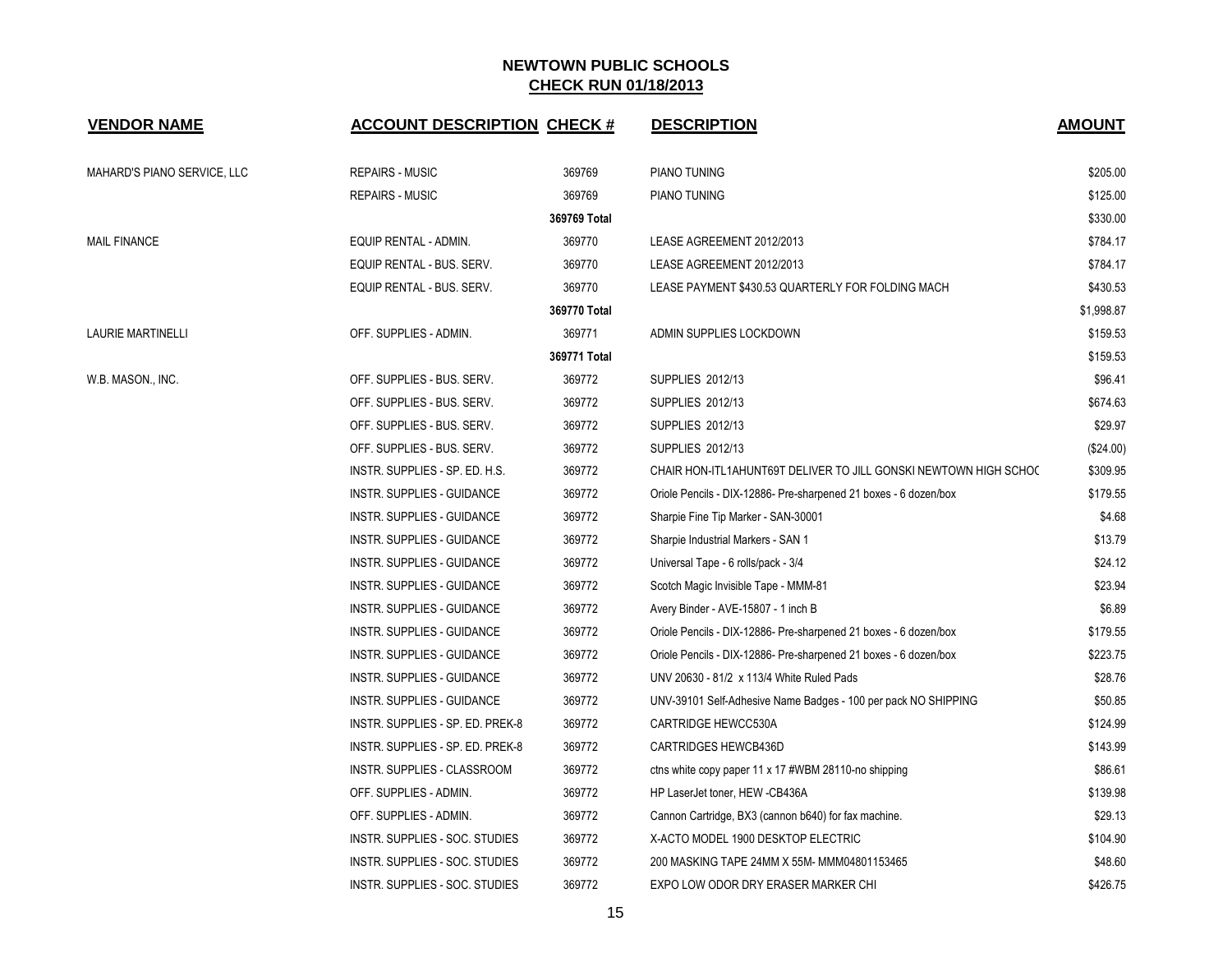# NEWTOWN PUBLIC SCHOOLS
## CHECK RUN 01/18/2013

| VENDOR NAME | ACCOUNT DESCRIPTION | CHECK # | DESCRIPTION | AMOUNT |
|---|---|---|---|---|
| MAHARD'S PIANO SERVICE, LLC | REPAIRS - MUSIC | 369769 | PIANO TUNING | $205.00 |
| | REPAIRS - MUSIC | 369769 | PIANO TUNING | $125.00 |
| | | 369769 Total | | $330.00 |
| MAIL FINANCE | EQUIP RENTAL - ADMIN. | 369770 | LEASE AGREEMENT 2012/2013 | $784.17 |
| | EQUIP RENTAL - BUS. SERV. | 369770 | LEASE AGREEMENT 2012/2013 | $784.17 |
| | EQUIP RENTAL - BUS. SERV. | 369770 | LEASE PAYMENT $430.53 QUARTERLY FOR FOLDING MACH | $430.53 |
| | | 369770 Total | | $1,998.87 |
| LAURIE MARTINELLI | OFF. SUPPLIES - ADMIN. | 369771 | ADMIN SUPPLIES LOCKDOWN | $159.53 |
| | | 369771 Total | | $159.53 |
| W.B. MASON., INC. | OFF. SUPPLIES - BUS. SERV. | 369772 | SUPPLIES 2012/13 | $96.41 |
| | OFF. SUPPLIES - BUS. SERV. | 369772 | SUPPLIES 2012/13 | $674.63 |
| | OFF. SUPPLIES - BUS. SERV. | 369772 | SUPPLIES 2012/13 | $29.97 |
| | OFF. SUPPLIES - BUS. SERV. | 369772 | SUPPLIES 2012/13 | ($24.00) |
| | INSTR. SUPPLIES - SP. ED. H.S. | 369772 | CHAIR HON-ITL1AHUNT69T DELIVER TO JILL GONSKI NEWTOWN HIGH SCHOC | $309.95 |
| | INSTR. SUPPLIES - GUIDANCE | 369772 | Oriole Pencils - DIX-12886- Pre-sharpened 21 boxes - 6 dozen/box | $179.55 |
| | INSTR. SUPPLIES - GUIDANCE | 369772 | Sharpie Fine Tip Marker - SAN-30001 | $4.68 |
| | INSTR. SUPPLIES - GUIDANCE | 369772 | Sharpie Industrial Markers - SAN 1 | $13.79 |
| | INSTR. SUPPLIES - GUIDANCE | 369772 | Universal Tape - 6 rolls/pack - 3/4 | $24.12 |
| | INSTR. SUPPLIES - GUIDANCE | 369772 | Scotch Magic Invisible Tape - MMM-81 | $23.94 |
| | INSTR. SUPPLIES - GUIDANCE | 369772 | Avery Binder - AVE-15807 - 1 inch B | $6.89 |
| | INSTR. SUPPLIES - GUIDANCE | 369772 | Oriole Pencils - DIX-12886- Pre-sharpened 21 boxes - 6 dozen/box | $179.55 |
| | INSTR. SUPPLIES - GUIDANCE | 369772 | Oriole Pencils - DIX-12886- Pre-sharpened 21 boxes - 6 dozen/box | $223.75 |
| | INSTR. SUPPLIES - GUIDANCE | 369772 | UNV 20630 - 81/2 x 113/4 White Ruled Pads | $28.76 |
| | INSTR. SUPPLIES - GUIDANCE | 369772 | UNV-39101 Self-Adhesive Name Badges - 100 per pack NO SHIPPING | $50.85 |
| | INSTR. SUPPLIES - SP. ED. PREK-8 | 369772 | CARTRIDGE HEWCC530A | $124.99 |
| | INSTR. SUPPLIES - SP. ED. PREK-8 | 369772 | CARTRIDGES HEWCB436D | $143.99 |
| | INSTR. SUPPLIES - CLASSROOM | 369772 | ctns white copy paper 11 x 17 #WBM 28110-no shipping | $86.61 |
| | OFF. SUPPLIES - ADMIN. | 369772 | HP LaserJet toner, HEW -CB436A | $139.98 |
| | OFF. SUPPLIES - ADMIN. | 369772 | Cannon Cartridge, BX3 (cannon b640) for fax machine. | $29.13 |
| | INSTR. SUPPLIES - SOC. STUDIES | 369772 | X-ACTO MODEL 1900 DESKTOP ELECTRIC | $104.90 |
| | INSTR. SUPPLIES - SOC. STUDIES | 369772 | 200 MASKING TAPE 24MM X 55M- MMM04801153465 | $48.60 |
| | INSTR. SUPPLIES - SOC. STUDIES | 369772 | EXPO LOW ODOR DRY ERASER MARKER CHI | $426.75 |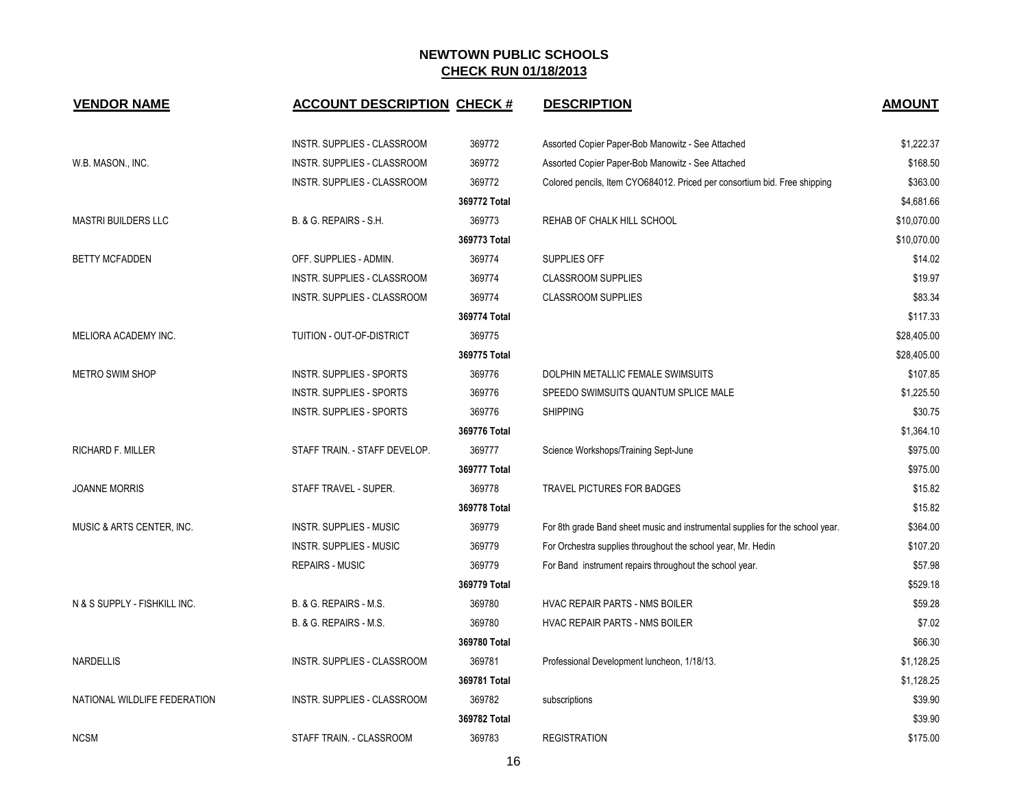# NEWTOWN PUBLIC SCHOOLS

## CHECK RUN 01/18/2013

| VENDOR NAME | ACCOUNT DESCRIPTION | CHECK # | DESCRIPTION | AMOUNT |
|---|---|---|---|---|
| | INSTR. SUPPLIES - CLASSROOM | 369772 | Assorted Copier Paper-Bob Manowitz - See Attached | $1,222.37 |
| W.B. MASON., INC. | INSTR. SUPPLIES - CLASSROOM | 369772 | Assorted Copier Paper-Bob Manowitz - See Attached | $168.50 |
| | INSTR. SUPPLIES - CLASSROOM | 369772 | Colored pencils, Item CYO684012. Priced per consortium bid. Free shipping | $363.00 |
| | | 369772 Total | | $4,681.66 |
| MASTRI BUILDERS LLC | B. & G. REPAIRS - S.H. | 369773 | REHAB OF CHALK HILL SCHOOL | $10,070.00 |
| | | 369773 Total | | $10,070.00 |
| BETTY MCFADDEN | OFF. SUPPLIES - ADMIN. | 369774 | SUPPLIES OFF | $14.02 |
| | INSTR. SUPPLIES - CLASSROOM | 369774 | CLASSROOM SUPPLIES | $19.97 |
| | INSTR. SUPPLIES - CLASSROOM | 369774 | CLASSROOM SUPPLIES | $83.34 |
| | | 369774 Total | | $117.33 |
| MELIORA ACADEMY INC. | TUITION - OUT-OF-DISTRICT | 369775 | | $28,405.00 |
| | | 369775 Total | | $28,405.00 |
| METRO SWIM SHOP | INSTR. SUPPLIES - SPORTS | 369776 | DOLPHIN METALLIC FEMALE SWIMSUITS | $107.85 |
| | INSTR. SUPPLIES - SPORTS | 369776 | SPEEDO SWIMSUITS QUANTUM SPLICE MALE | $1,225.50 |
| | INSTR. SUPPLIES - SPORTS | 369776 | SHIPPING | $30.75 |
| | | 369776 Total | | $1,364.10 |
| RICHARD F. MILLER | STAFF TRAIN. - STAFF DEVELOP. | 369777 | Science Workshops/Training Sept-June | $975.00 |
| | | 369777 Total | | $975.00 |
| JOANNE MORRIS | STAFF TRAVEL - SUPER. | 369778 | TRAVEL PICTURES FOR BADGES | $15.82 |
| | | 369778 Total | | $15.82 |
| MUSIC & ARTS CENTER, INC. | INSTR. SUPPLIES - MUSIC | 369779 | For 8th grade Band sheet music and instrumental supplies for the school year. | $364.00 |
| | INSTR. SUPPLIES - MUSIC | 369779 | For Orchestra supplies throughout the school year, Mr. Hedin | $107.20 |
| | REPAIRS - MUSIC | 369779 | For Band instrument repairs throughout the school year. | $57.98 |
| | | 369779 Total | | $529.18 |
| N & S SUPPLY - FISHKILL INC. | B. & G. REPAIRS - M.S. | 369780 | HVAC REPAIR PARTS - NMS BOILER | $59.28 |
| | B. & G. REPAIRS - M.S. | 369780 | HVAC REPAIR PARTS - NMS BOILER | $7.02 |
| | | 369780 Total | | $66.30 |
| NARDELLIS | INSTR. SUPPLIES - CLASSROOM | 369781 | Professional Development luncheon, 1/18/13. | $1,128.25 |
| | | 369781 Total | | $1,128.25 |
| NATIONAL WILDLIFE FEDERATION | INSTR. SUPPLIES - CLASSROOM | 369782 | subscriptions | $39.90 |
| | | 369782 Total | | $39.90 |
| NCSM | STAFF TRAIN. - CLASSROOM | 369783 | REGISTRATION | $175.00 |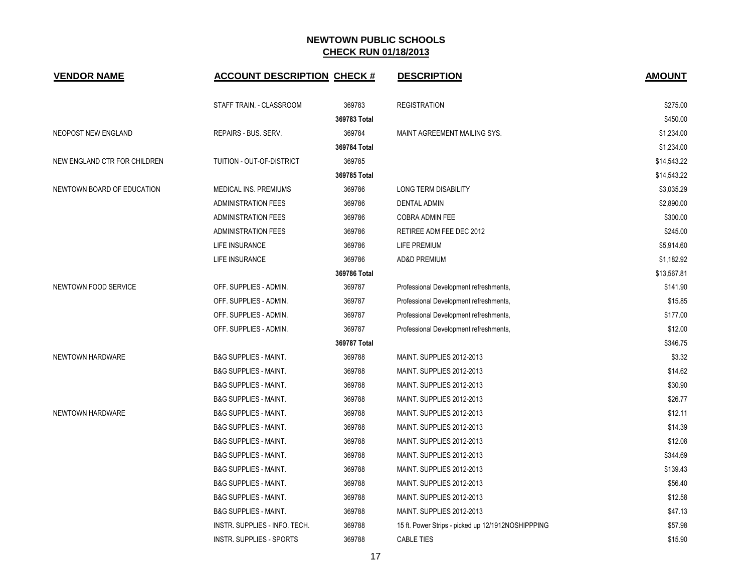## NEWTOWN PUBLIC SCHOOLS

## CHECK RUN 01/18/2013

| VENDOR NAME | ACCOUNT DESCRIPTION | CHECK # | DESCRIPTION | AMOUNT |
|---|---|---|---|---|
| | STAFF TRAIN. - CLASSROOM | 369783 | REGISTRATION | $275.00 |
| | | 369783 Total | | $450.00 |
| NEOPOST NEW ENGLAND | REPAIRS - BUS. SERV. | 369784 | MAINT AGREEMENT MAILING SYS. | $1,234.00 |
| | | 369784 Total | | $1,234.00 |
| NEW ENGLAND CTR FOR CHILDREN | TUITION - OUT-OF-DISTRICT | 369785 | | $14,543.22 |
| | | 369785 Total | | $14,543.22 |
| NEWTOWN BOARD OF EDUCATION | MEDICAL INS. PREMIUMS | 369786 | LONG TERM DISABILITY | $3,035.29 |
| | ADMINISTRATION FEES | 369786 | DENTAL ADMIN | $2,890.00 |
| | ADMINISTRATION FEES | 369786 | COBRA ADMIN FEE | $300.00 |
| | ADMINISTRATION FEES | 369786 | RETIREE ADM FEE DEC 2012 | $245.00 |
| | LIFE INSURANCE | 369786 | LIFE PREMIUM | $5,914.60 |
| | LIFE INSURANCE | 369786 | AD&D PREMIUM | $1,182.92 |
| | | 369786 Total | | $13,567.81 |
| NEWTOWN FOOD SERVICE | OFF. SUPPLIES - ADMIN. | 369787 | Professional Development refreshments, | $141.90 |
| | OFF. SUPPLIES - ADMIN. | 369787 | Professional Development refreshments, | $15.85 |
| | OFF. SUPPLIES - ADMIN. | 369787 | Professional Development refreshments, | $177.00 |
| | OFF. SUPPLIES - ADMIN. | 369787 | Professional Development refreshments, | $12.00 |
| | | 369787 Total | | $346.75 |
| NEWTOWN HARDWARE | B&G SUPPLIES - MAINT. | 369788 | MAINT. SUPPLIES 2012-2013 | $3.32 |
| | B&G SUPPLIES - MAINT. | 369788 | MAINT. SUPPLIES 2012-2013 | $14.62 |
| | B&G SUPPLIES - MAINT. | 369788 | MAINT. SUPPLIES 2012-2013 | $30.90 |
| | B&G SUPPLIES - MAINT. | 369788 | MAINT. SUPPLIES 2012-2013 | $26.77 |
| NEWTOWN HARDWARE | B&G SUPPLIES - MAINT. | 369788 | MAINT. SUPPLIES 2012-2013 | $12.11 |
| | B&G SUPPLIES - MAINT. | 369788 | MAINT. SUPPLIES 2012-2013 | $14.39 |
| | B&G SUPPLIES - MAINT. | 369788 | MAINT. SUPPLIES 2012-2013 | $12.08 |
| | B&G SUPPLIES - MAINT. | 369788 | MAINT. SUPPLIES 2012-2013 | $344.69 |
| | B&G SUPPLIES - MAINT. | 369788 | MAINT. SUPPLIES 2012-2013 | $139.43 |
| | B&G SUPPLIES - MAINT. | 369788 | MAINT. SUPPLIES 2012-2013 | $56.40 |
| | B&G SUPPLIES - MAINT. | 369788 | MAINT. SUPPLIES 2012-2013 | $12.58 |
| | B&G SUPPLIES - MAINT. | 369788 | MAINT. SUPPLIES 2012-2013 | $47.13 |
| | INSTR. SUPPLIES - INFO. TECH. | 369788 | 15 ft. Power Strips - picked up 12/1912NOSHIPPPING | $57.98 |
| | INSTR. SUPPLIES - SPORTS | 369788 | CABLE TIES | $15.90 |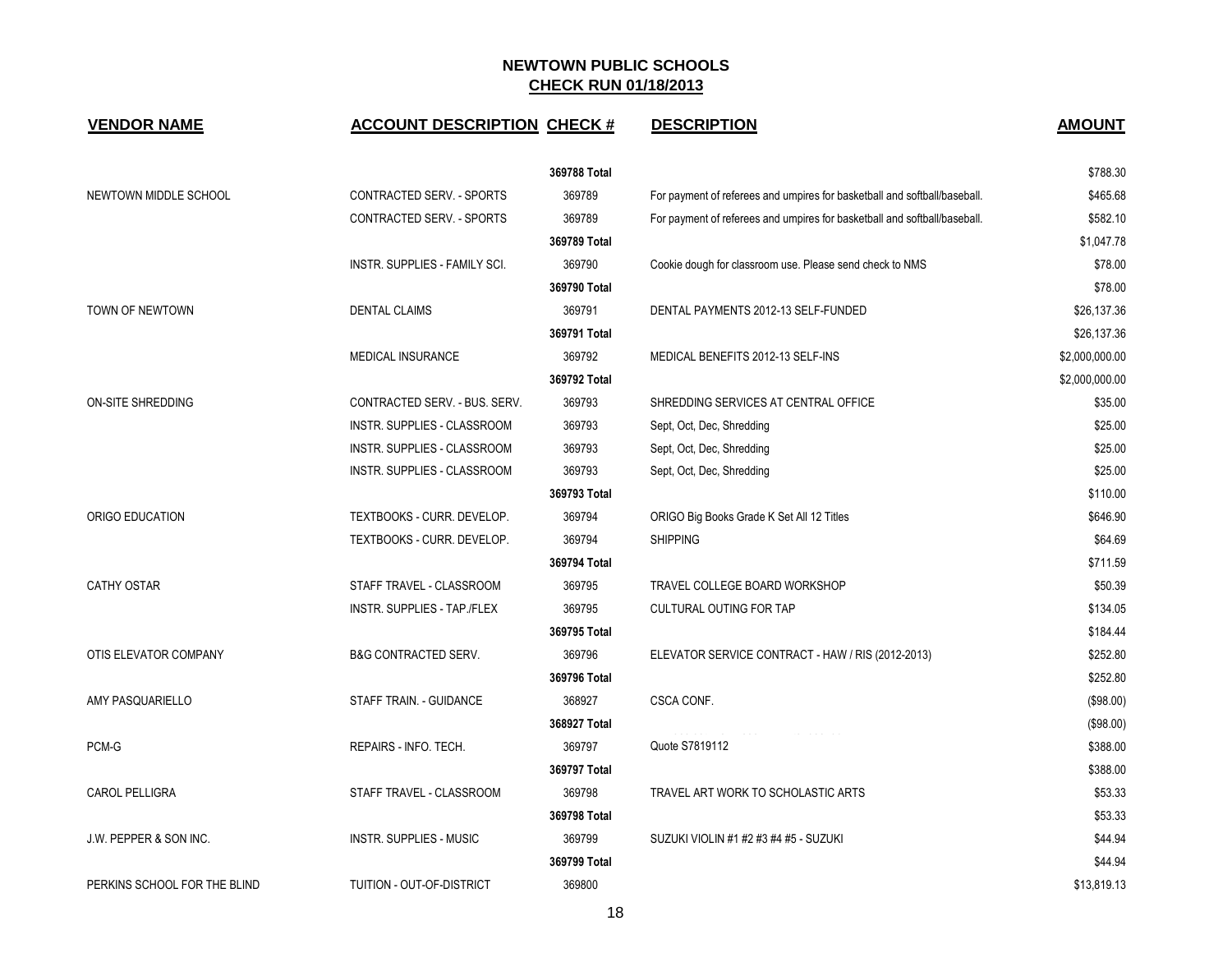# NEWTOWN PUBLIC SCHOOLS

## CHECK RUN 01/18/2013

| VENDOR NAME | ACCOUNT DESCRIPTION | CHECK # | DESCRIPTION | AMOUNT |
|---|---|---|---|---|
| | | 369788 Total | | $788.30 |
| NEWTOWN MIDDLE SCHOOL | CONTRACTED SERV. - SPORTS | 369789 | For payment of referees and umpires for basketball and softball/baseball. | $465.68 |
| | CONTRACTED SERV. - SPORTS | 369789 | For payment of referees and umpires for basketball and softball/baseball. | $582.10 |
| | | 369789 Total | | $1,047.78 |
| | INSTR. SUPPLIES - FAMILY SCI. | 369790 | Cookie dough for classroom use. Please send check to NMS | $78.00 |
| | | 369790 Total | | $78.00 |
| TOWN OF NEWTOWN | DENTAL CLAIMS | 369791 | DENTAL PAYMENTS 2012-13 SELF-FUNDED | $26,137.36 |
| | | 369791 Total | | $26,137.36 |
| | MEDICAL INSURANCE | 369792 | MEDICAL BENEFITS 2012-13 SELF-INS | $2,000,000.00 |
| | | 369792 Total | | $2,000,000.00 |
| ON-SITE SHREDDING | CONTRACTED SERV. - BUS. SERV. | 369793 | SHREDDING SERVICES AT CENTRAL OFFICE | $35.00 |
| | INSTR. SUPPLIES - CLASSROOM | 369793 | Sept, Oct, Dec, Shredding | $25.00 |
| | INSTR. SUPPLIES - CLASSROOM | 369793 | Sept, Oct, Dec, Shredding | $25.00 |
| | INSTR. SUPPLIES - CLASSROOM | 369793 | Sept, Oct, Dec, Shredding | $25.00 |
| | | 369793 Total | | $110.00 |
| ORIGO EDUCATION | TEXTBOOKS - CURR. DEVELOP. | 369794 | ORIGO Big Books Grade K Set All 12 Titles | $646.90 |
| | TEXTBOOKS - CURR. DEVELOP. | 369794 | SHIPPING | $64.69 |
| | | 369794 Total | | $711.59 |
| CATHY OSTAR | STAFF TRAVEL - CLASSROOM | 369795 | TRAVEL COLLEGE BOARD WORKSHOP | $50.39 |
| | INSTR. SUPPLIES - TAP./FLEX | 369795 | CULTURAL OUTING FOR TAP | $134.05 |
| | | 369795 Total | | $184.44 |
| OTIS ELEVATOR COMPANY | B&G CONTRACTED SERV. | 369796 | ELEVATOR SERVICE CONTRACT - HAW / RIS (2012-2013) | $252.80 |
| | | 369796 Total | | $252.80 |
| AMY PASQUARIELLO | STAFF TRAIN. - GUIDANCE | 368927 | CSCA CONF. | ($98.00) |
| | | 368927 Total | | ($98.00) |
| PCM-G | REPAIRS - INFO. TECH. | 369797 | Quote S7819112 | $388.00 |
| | | 369797 Total | | $388.00 |
| CAROL PELLIGRA | STAFF TRAVEL - CLASSROOM | 369798 | TRAVEL ART WORK TO SCHOLASTIC ARTS | $53.33 |
| | | 369798 Total | | $53.33 |
| J.W. PEPPER & SON INC. | INSTR. SUPPLIES - MUSIC | 369799 | SUZUKI VIOLIN #1 #2 #3 #4 #5 - SUZUKI | $44.94 |
| | | 369799 Total | | $44.94 |
| PERKINS SCHOOL FOR THE BLIND | TUITION - OUT-OF-DISTRICT | 369800 | | $13,819.13 |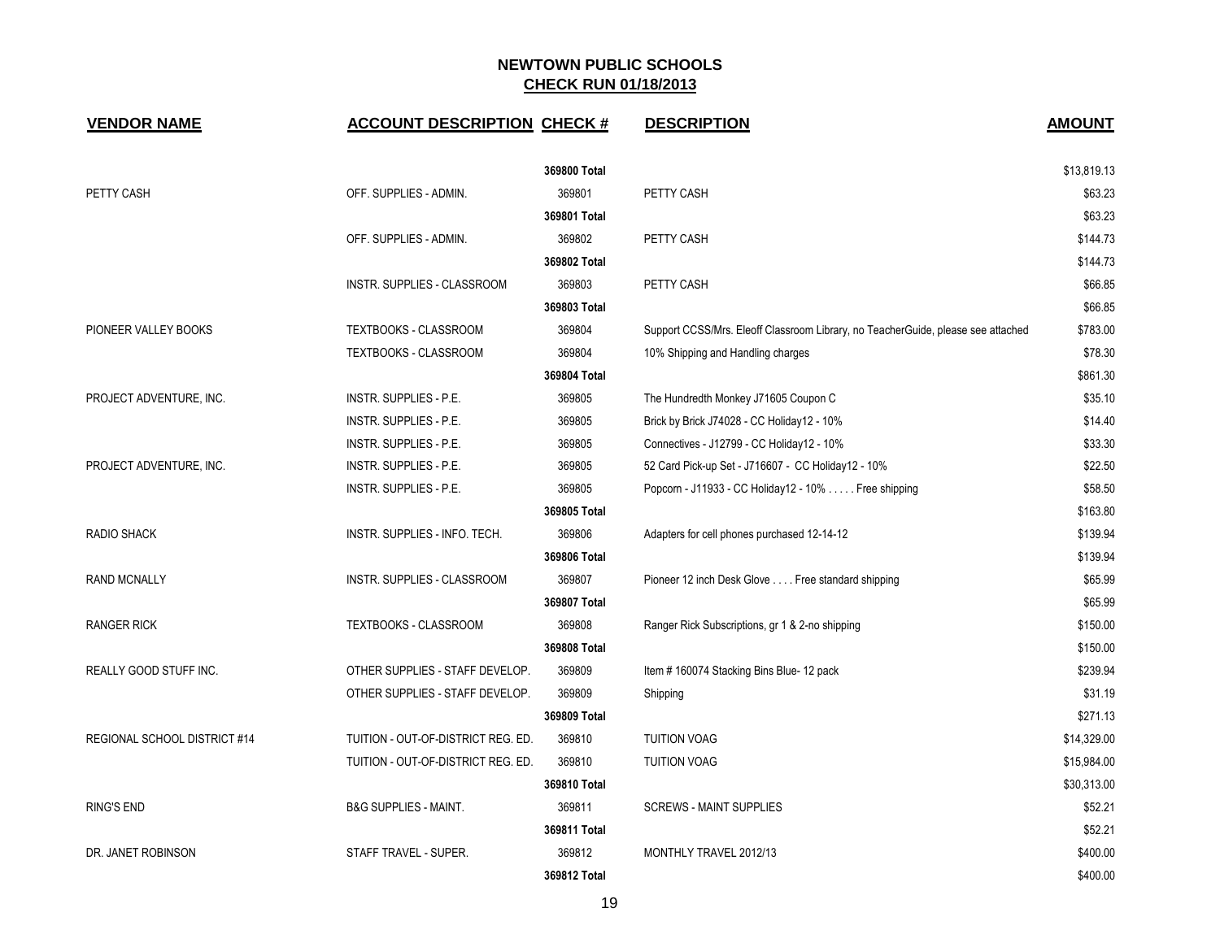# NEWTOWN PUBLIC SCHOOLS
## CHECK RUN 01/18/2013

| VENDOR NAME | ACCOUNT DESCRIPTION | CHECK # | DESCRIPTION | AMOUNT |
|---|---|---|---|---|
| | | 369800 Total | | $13,819.13 |
| PETTY CASH | OFF. SUPPLIES - ADMIN. | 369801 | PETTY CASH | $63.23 |
| | | 369801 Total | | $63.23 |
| | OFF. SUPPLIES - ADMIN. | 369802 | PETTY CASH | $144.73 |
| | | 369802 Total | | $144.73 |
| | INSTR. SUPPLIES - CLASSROOM | 369803 | PETTY CASH | $66.85 |
| | | 369803 Total | | $66.85 |
| PIONEER VALLEY BOOKS | TEXTBOOKS - CLASSROOM | 369804 | Support CCSS/Mrs. Eleoff Classroom Library, no TeacherGuide, please see attached | $783.00 |
| | TEXTBOOKS - CLASSROOM | 369804 | 10% Shipping and Handling charges | $78.30 |
| | | 369804 Total | | $861.30 |
| PROJECT ADVENTURE, INC. | INSTR. SUPPLIES - P.E. | 369805 | The Hundredth Monkey J71605 Coupon C | $35.10 |
| | INSTR. SUPPLIES - P.E. | 369805 | Brick by Brick J74028 - CC Holiday12 - 10% | $14.40 |
| | INSTR. SUPPLIES - P.E. | 369805 | Connectives - J12799 - CC Holiday12 - 10% | $33.30 |
| PROJECT ADVENTURE, INC. | INSTR. SUPPLIES - P.E. | 369805 | 52 Card Pick-up Set - J716607 - CC Holiday12 - 10% | $22.50 |
| | INSTR. SUPPLIES - P.E. | 369805 | Popcorn - J11933 - CC Holiday12 - 10% . . . . . Free shipping | $58.50 |
| | | 369805 Total | | $163.80 |
| RADIO SHACK | INSTR. SUPPLIES - INFO. TECH. | 369806 | Adapters for cell phones purchased 12-14-12 | $139.94 |
| | | 369806 Total | | $139.94 |
| RAND MCNALLY | INSTR. SUPPLIES - CLASSROOM | 369807 | Pioneer 12 inch Desk Glove . . . . Free standard shipping | $65.99 |
| | | 369807 Total | | $65.99 |
| RANGER RICK | TEXTBOOKS - CLASSROOM | 369808 | Ranger Rick Subscriptions, gr 1 & 2-no shipping | $150.00 |
| | | 369808 Total | | $150.00 |
| REALLY GOOD STUFF INC. | OTHER SUPPLIES - STAFF DEVELOP. | 369809 | Item # 160074 Stacking Bins Blue- 12 pack | $239.94 |
| | OTHER SUPPLIES - STAFF DEVELOP. | 369809 | Shipping | $31.19 |
| | | 369809 Total | | $271.13 |
| REGIONAL SCHOOL DISTRICT #14 | TUITION - OUT-OF-DISTRICT REG. ED. | 369810 | TUITION VOAG | $14,329.00 |
| | TUITION - OUT-OF-DISTRICT REG. ED. | 369810 | TUITION VOAG | $15,984.00 |
| | | 369810 Total | | $30,313.00 |
| RING'S END | B&G SUPPLIES - MAINT. | 369811 | SCREWS - MAINT SUPPLIES | $52.21 |
| | | 369811 Total | | $52.21 |
| DR. JANET ROBINSON | STAFF TRAVEL - SUPER. | 369812 | MONTHLY TRAVEL 2012/13 | $400.00 |
| | | 369812 Total | | $400.00 |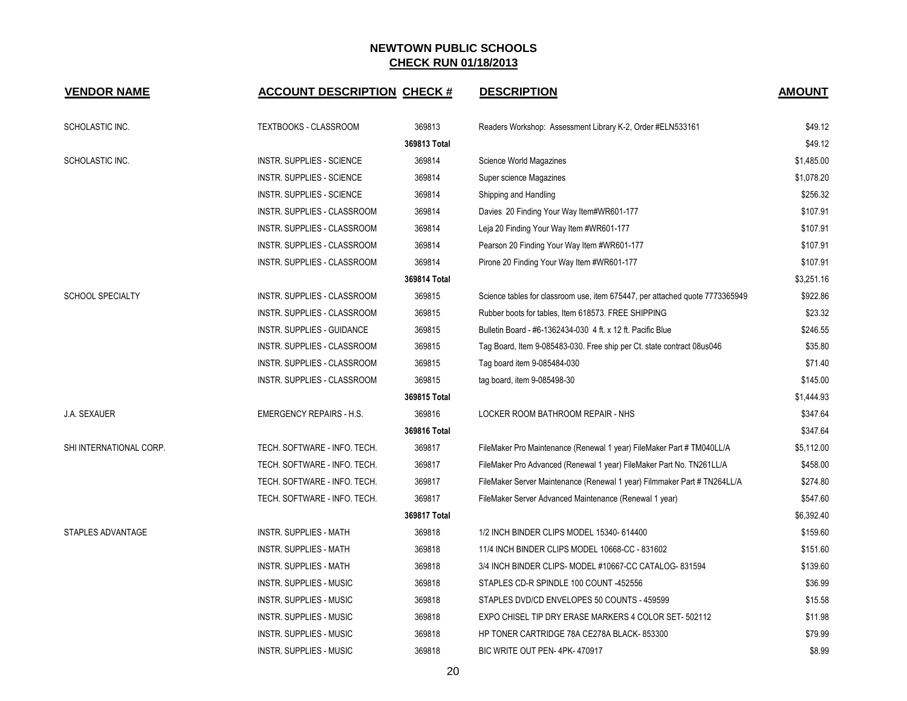# NEWTOWN PUBLIC SCHOOLS

## CHECK RUN 01/18/2013

| VENDOR NAME | ACCOUNT DESCRIPTION | CHECK # | DESCRIPTION | AMOUNT |
|---|---|---|---|---|
| SCHOLASTIC INC. | TEXTBOOKS - CLASSROOM | 369813 | Readers Workshop: Assessment Library K-2, Order #ELN533161 | $49.12 |
| | | **369813 Total** | | $49.12 |
| SCHOLASTIC INC. | INSTR. SUPPLIES - SCIENCE | 369814 | Science World Magazines | $1,485.00 |
| | INSTR. SUPPLIES - SCIENCE | 369814 | Super science Magazines | $1,078.20 |
| | INSTR. SUPPLIES - SCIENCE | 369814 | Shipping and Handling | $256.32 |
| | INSTR. SUPPLIES - CLASSROOM | 369814 | Davies 20 Finding Your Way Item#WR601-177 | $107.91 |
| | INSTR. SUPPLIES - CLASSROOM | 369814 | Leja 20 Finding Your Way Item #WR601-177 | $107.91 |
| | INSTR. SUPPLIES - CLASSROOM | 369814 | Pearson 20 Finding Your Way Item #WR601-177 | $107.91 |
| | INSTR. SUPPLIES - CLASSROOM | 369814 | Pirone 20 Finding Your Way Item #WR601-177 | $107.91 |
| | | **369814 Total** | | $3,251.16 |
| SCHOOL SPECIALTY | INSTR. SUPPLIES - CLASSROOM | 369815 | Science tables for classroom use, item 675447, per attached quote 7773365949 | $922.86 |
| | INSTR. SUPPLIES - CLASSROOM | 369815 | Rubber boots for tables, Item 618573. FREE SHIPPING | $23.32 |
| | INSTR. SUPPLIES - GUIDANCE | 369815 | Bulletin Board - #6-1362434-030 4 ft. x 12 ft. Pacific Blue | $246.55 |
| | INSTR. SUPPLIES - CLASSROOM | 369815 | Tag Board, Item 9-085483-030. Free ship per Ct. state contract 08us046 | $35.80 |
| | INSTR. SUPPLIES - CLASSROOM | 369815 | Tag board item 9-085484-030 | $71.40 |
| | INSTR. SUPPLIES - CLASSROOM | 369815 | tag board, item 9-085498-30 | $145.00 |
| | | **369815 Total** | | $1,444.93 |
| J.A. SEXAUER | EMERGENCY REPAIRS - H.S. | 369816 | LOCKER ROOM BATHROOM REPAIR - NHS | $347.64 |
| | | **369816 Total** | | $347.64 |
| SHI INTERNATIONAL CORP. | TECH. SOFTWARE - INFO. TECH. | 369817 | FileMaker Pro Maintenance (Renewal 1 year) FileMaker Part # TM040LL/A | $5,112.00 |
| | TECH. SOFTWARE - INFO. TECH. | 369817 | FileMaker Pro Advanced (Renewal 1 year) FileMaker Part No. TN261LL/A | $458.00 |
| | TECH. SOFTWARE - INFO. TECH. | 369817 | FileMaker Server Maintenance (Renewal 1 year) Filmmaker Part # TN264LL/A | $274.80 |
| | TECH. SOFTWARE - INFO. TECH. | 369817 | FileMaker Server Advanced Maintenance (Renewal 1 year) | $547.60 |
| | | **369817 Total** | | $6,392.40 |
| STAPLES ADVANTAGE | INSTR. SUPPLIES - MATH | 369818 | 1/2 INCH BINDER CLIPS MODEL 15340- 614400 | $159.60 |
| | INSTR. SUPPLIES - MATH | 369818 | 11/4 INCH BINDER CLIPS MODEL 10668-CC - 831602 | $151.60 |
| | INSTR. SUPPLIES - MATH | 369818 | 3/4 INCH BINDER CLIPS- MODEL #10667-CC CATALOG- 831594 | $139.60 |
| | INSTR. SUPPLIES - MUSIC | 369818 | STAPLES CD-R SPINDLE 100 COUNT -452556 | $36.99 |
| | INSTR. SUPPLIES - MUSIC | 369818 | STAPLES DVD/CD ENVELOPES 50 COUNTS - 459599 | $15.58 |
| | INSTR. SUPPLIES - MUSIC | 369818 | EXPO CHISEL TIP DRY ERASE MARKERS 4 COLOR SET- 502112 | $11.98 |
| | INSTR. SUPPLIES - MUSIC | 369818 | HP TONER CARTRIDGE 78A CE278A BLACK- 853300 | $79.99 |
| | INSTR. SUPPLIES - MUSIC | 369818 | BIC WRITE OUT PEN- 4PK- 470917 | $8.99 |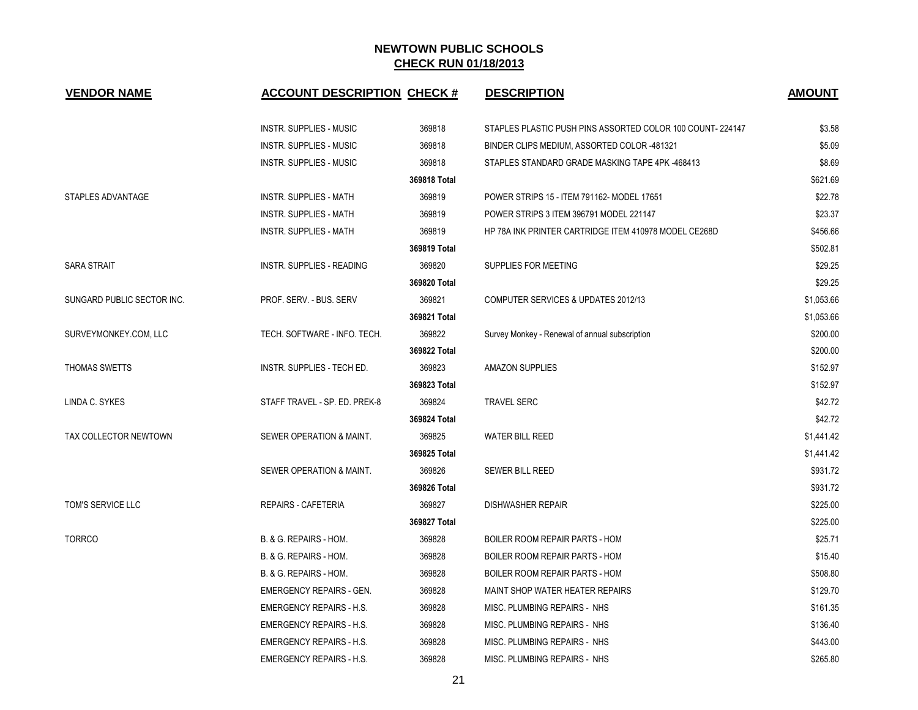# NEWTOWN PUBLIC SCHOOLS

## CHECK RUN 01/18/2013

| VENDOR NAME | ACCOUNT DESCRIPTION | CHECK # | DESCRIPTION | AMOUNT |
|---|---|---|---|---|
| | INSTR. SUPPLIES - MUSIC | 369818 | STAPLES PLASTIC PUSH PINS ASSORTED COLOR 100 COUNT- 224147 | $3.58 |
| | INSTR. SUPPLIES - MUSIC | 369818 | BINDER CLIPS MEDIUM, ASSORTED COLOR -481321 | $5.09 |
| | INSTR. SUPPLIES - MUSIC | 369818 | STAPLES STANDARD GRADE MASKING TAPE 4PK -468413 | $8.69 |
| | | 369818 Total | | $621.69 |
| STAPLES ADVANTAGE | INSTR. SUPPLIES - MATH | 369819 | POWER STRIPS 15 - ITEM 791162- MODEL 17651 | $22.78 |
| | INSTR. SUPPLIES - MATH | 369819 | POWER STRIPS 3 ITEM 396791 MODEL 221147 | $23.37 |
| | INSTR. SUPPLIES - MATH | 369819 | HP 78A INK PRINTER CARTRIDGE ITEM 410978 MODEL CE268D | $456.66 |
| | | 369819 Total | | $502.81 |
| SARA STRAIT | INSTR. SUPPLIES - READING | 369820 | SUPPLIES FOR MEETING | $29.25 |
| | | 369820 Total | | $29.25 |
| SUNGARD PUBLIC SECTOR INC. | PROF. SERV. - BUS. SERV | 369821 | COMPUTER SERVICES & UPDATES 2012/13 | $1,053.66 |
| | | 369821 Total | | $1,053.66 |
| SURVEYMONKEY.COM, LLC | TECH. SOFTWARE - INFO. TECH. | 369822 | Survey Monkey - Renewal of annual subscription | $200.00 |
| | | 369822 Total | | $200.00 |
| THOMAS SWETTS | INSTR. SUPPLIES - TECH ED. | 369823 | AMAZON SUPPLIES | $152.97 |
| | | 369823 Total | | $152.97 |
| LINDA C. SYKES | STAFF TRAVEL - SP. ED. PREK-8 | 369824 | TRAVEL SERC | $42.72 |
| | | 369824 Total | | $42.72 |
| TAX COLLECTOR NEWTOWN | SEWER OPERATION & MAINT. | 369825 | WATER BILL REED | $1,441.42 |
| | | 369825 Total | | $1,441.42 |
| | SEWER OPERATION & MAINT. | 369826 | SEWER BILL REED | $931.72 |
| | | 369826 Total | | $931.72 |
| TOM'S SERVICE LLC | REPAIRS - CAFETERIA | 369827 | DISHWASHER REPAIR | $225.00 |
| | | 369827 Total | | $225.00 |
| TORRCO | B. & G. REPAIRS - HOM. | 369828 | BOILER ROOM REPAIR PARTS - HOM | $25.71 |
| | B. & G. REPAIRS - HOM. | 369828 | BOILER ROOM REPAIR PARTS - HOM | $15.40 |
| | B. & G. REPAIRS - HOM. | 369828 | BOILER ROOM REPAIR PARTS - HOM | $508.80 |
| | EMERGENCY REPAIRS - GEN. | 369828 | MAINT SHOP WATER HEATER REPAIRS | $129.70 |
| | EMERGENCY REPAIRS - H.S. | 369828 | MISC. PLUMBING REPAIRS - NHS | $161.35 |
| | EMERGENCY REPAIRS - H.S. | 369828 | MISC. PLUMBING REPAIRS - NHS | $136.40 |
| | EMERGENCY REPAIRS - H.S. | 369828 | MISC. PLUMBING REPAIRS - NHS | $443.00 |
| | EMERGENCY REPAIRS - H.S. | 369828 | MISC. PLUMBING REPAIRS - NHS | $265.80 |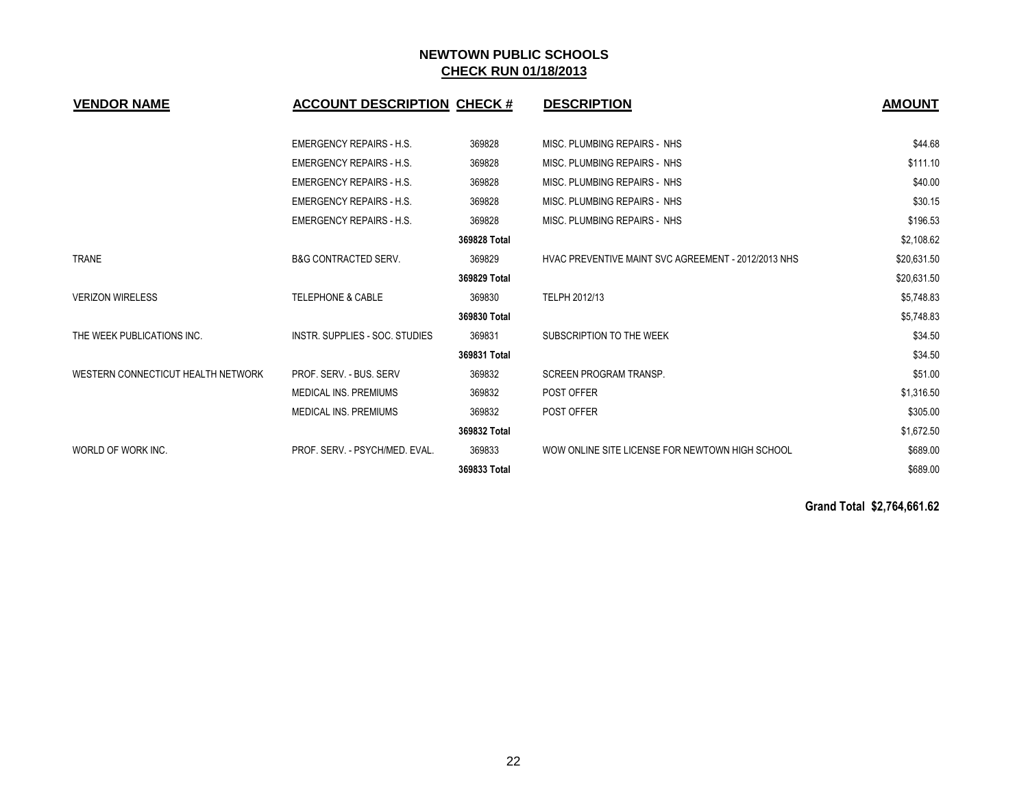## NEWTOWN PUBLIC SCHOOLS
## CHECK RUN 01/18/2013

| VENDOR NAME | ACCOUNT DESCRIPTION | CHECK # | DESCRIPTION | AMOUNT |
|---|---|---|---|---|
| | EMERGENCY REPAIRS - H.S. | 369828 | MISC. PLUMBING REPAIRS - NHS | $44.68 |
| | EMERGENCY REPAIRS - H.S. | 369828 | MISC. PLUMBING REPAIRS - NHS | $111.10 |
| | EMERGENCY REPAIRS - H.S. | 369828 | MISC. PLUMBING REPAIRS - NHS | $40.00 |
| | EMERGENCY REPAIRS - H.S. | 369828 | MISC. PLUMBING REPAIRS - NHS | $30.15 |
| | EMERGENCY REPAIRS - H.S. | 369828 | MISC. PLUMBING REPAIRS - NHS | $196.53 |
| | | **369828 Total** | | $2,108.62 |
| TRANE | B&G CONTRACTED SERV. | 369829 | HVAC PREVENTIVE MAINT SVC AGREEMENT - 2012/2013 NHS | $20,631.50 |
| | | **369829 Total** | | $20,631.50 |
| VERIZON WIRELESS | TELEPHONE & CABLE | 369830 | TELPH 2012/13 | $5,748.83 |
| | | **369830 Total** | | $5,748.83 |
| THE WEEK PUBLICATIONS INC. | INSTR. SUPPLIES - SOC. STUDIES | 369831 | SUBSCRIPTION TO THE WEEK | $34.50 |
| | | **369831 Total** | | $34.50 |
| WESTERN CONNECTICUT HEALTH NETWORK | PROF. SERV. - BUS. SERV | 369832 | SCREEN PROGRAM TRANSP. | $51.00 |
| | MEDICAL INS. PREMIUMS | 369832 | POST OFFER | $1,316.50 |
| | MEDICAL INS. PREMIUMS | 369832 | POST OFFER | $305.00 |
| | | **369832 Total** | | $1,672.50 |
| WORLD OF WORK INC. | PROF. SERV. - PSYCH/MED. EVAL. | 369833 | WOW ONLINE SITE LICENSE FOR NEWTOWN HIGH SCHOOL | $689.00 |
| | | **369833 Total** | | $689.00 |

**Grand Total $2,764,661.62**